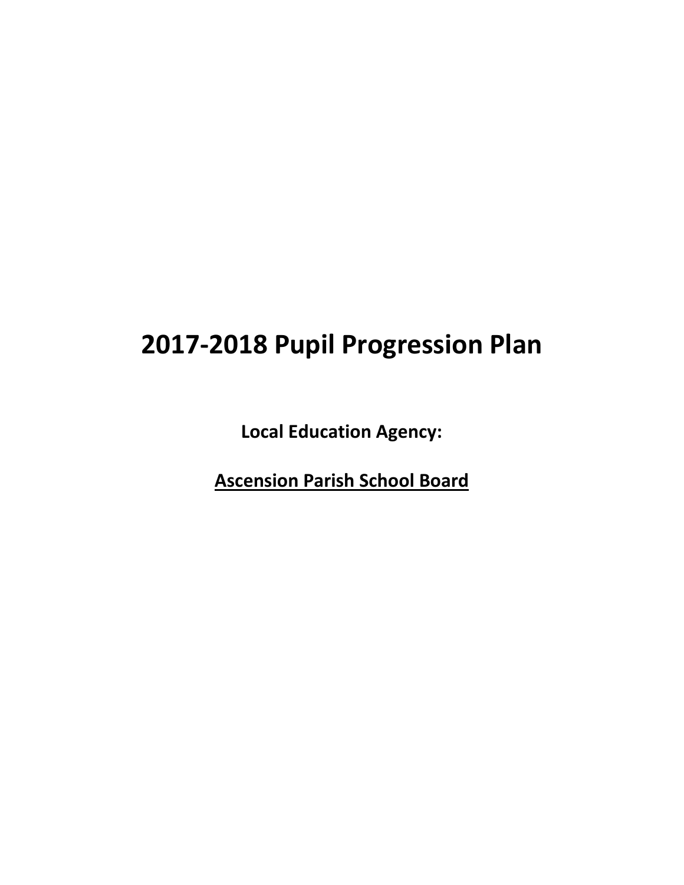# 2017-2018 Pupil Progression Plan

**Local Education Agency:**

**<u>Ascension Parish School Board</u>**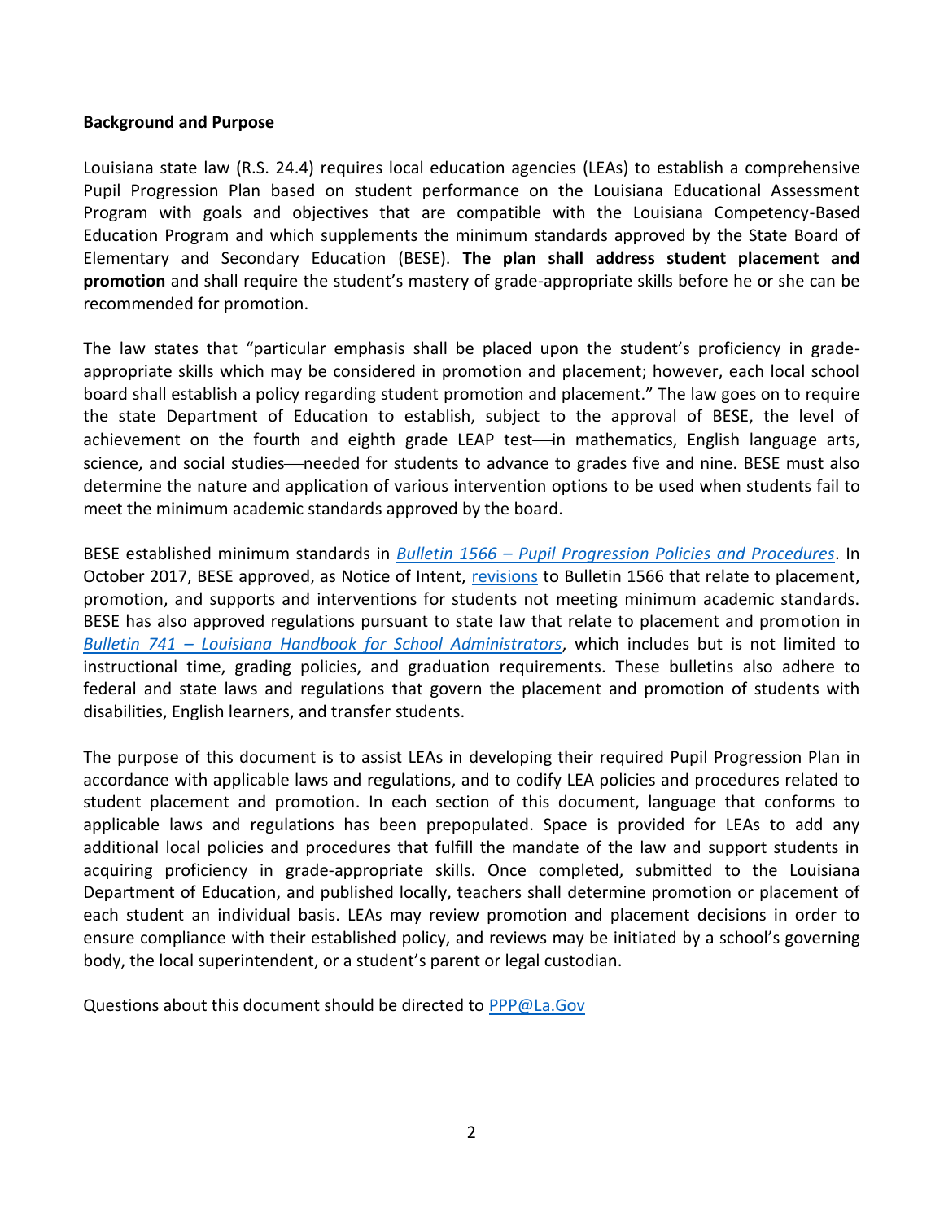**Background and Purpose**

Louisiana state law (R.S. 24.4) requires local education agencies (LEAs) to establish a comprehensive Pupil Progression Plan based on student performance on the Louisiana Educational Assessment Program with goals and objectives that are compatible with the Louisiana Competency-Based Education Program and which supplements the minimum standards approved by the State Board of Elementary and Secondary Education (BESE). **The plan shall address student placement and promotion** and shall require the student's mastery of grade-appropriate skills before he or she can be recommended for promotion.

The law states that "particular emphasis shall be placed upon the student's proficiency in grade-appropriate skills which may be considered in promotion and placement; however, each local school board shall establish a policy regarding student promotion and placement." The law goes on to require the state Department of Education to establish, subject to the approval of BESE, the level of achievement on the fourth and eighth grade LEAP test—in mathematics, English language arts, science, and social studies—needed for students to advance to grades five and nine. BESE must also determine the nature and application of various intervention options to be used when students fail to meet the minimum academic standards approved by the board.

BESE established minimum standards in *Bulletin 1566 – Pupil Progression Policies and Procedures*. In October 2017, BESE approved, as Notice of Intent, revisions to Bulletin 1566 that relate to placement, promotion, and supports and interventions for students not meeting minimum academic standards. BESE has also approved regulations pursuant to state law that relate to placement and promotion in *Bulletin 741 – Louisiana Handbook for School Administrators*, which includes but is not limited to instructional time, grading policies, and graduation requirements. These bulletins also adhere to federal and state laws and regulations that govern the placement and promotion of students with disabilities, English learners, and transfer students.

The purpose of this document is to assist LEAs in developing their required Pupil Progression Plan in accordance with applicable laws and regulations, and to codify LEA policies and procedures related to student placement and promotion. In each section of this document, language that conforms to applicable laws and regulations has been prepopulated. Space is provided for LEAs to add any additional local policies and procedures that fulfill the mandate of the law and support students in acquiring proficiency in grade-appropriate skills. Once completed, submitted to the Louisiana Department of Education, and published locally, teachers shall determine promotion or placement of each student an individual basis. LEAs may review promotion and placement decisions in order to ensure compliance with their established policy, and reviews may be initiated by a school's governing body, the local superintendent, or a student's parent or legal custodian.

Questions about this document should be directed to PPP@La.Gov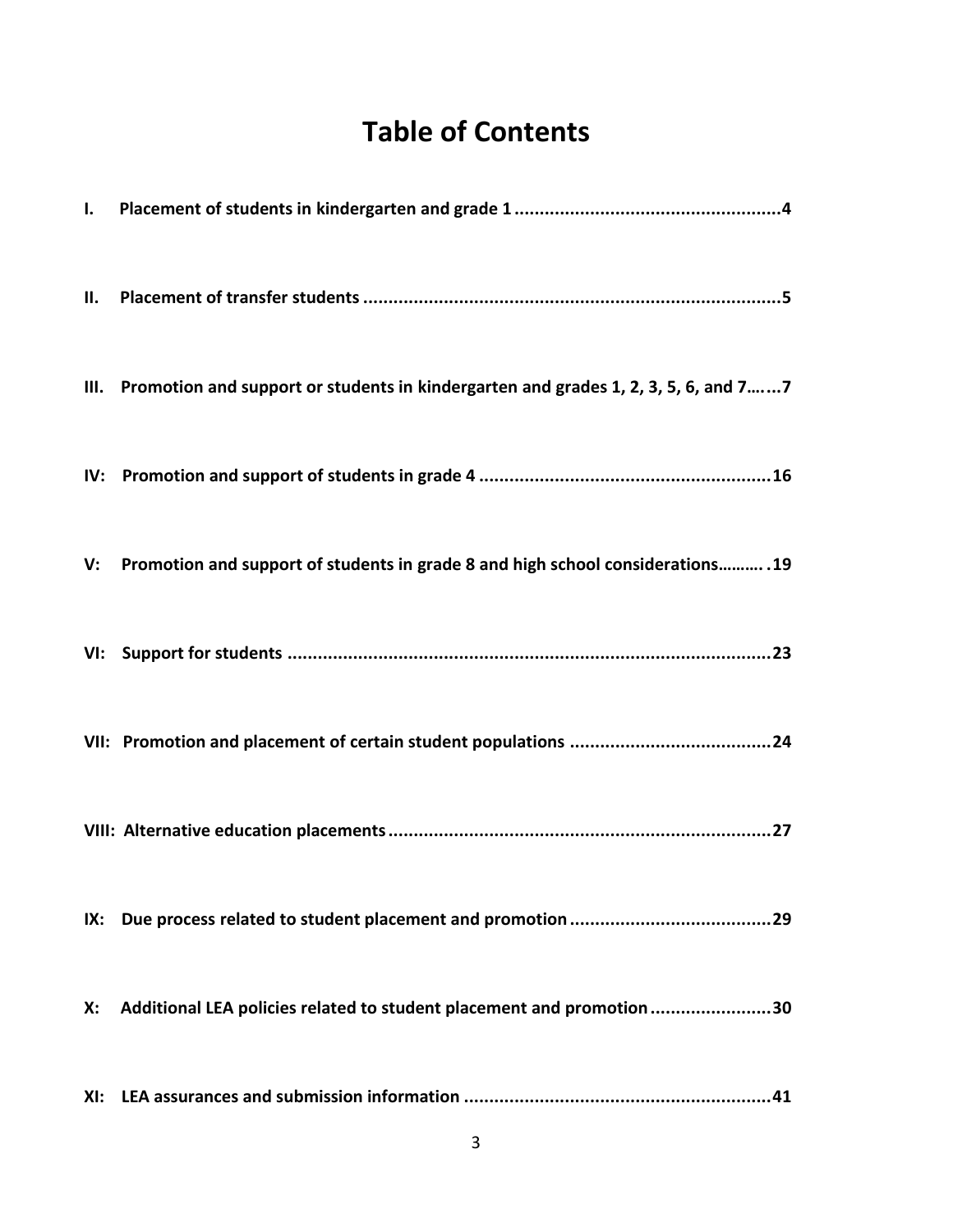# Table of Contents

**I. Placement of students in kindergarten and grade 1 ....................................................4**

**II. Placement of transfer students ..................................................................................5**

**III. Promotion and support or students in kindergarten and grades 1, 2, 3, 5, 6, and 7…....7**

**IV: Promotion and support of students in grade 4 ..........................................................16**

**V: Promotion and support of students in grade 8 and high school considerations………. .19**

**VI: Support for students ................................................................................................23**

**VII: Promotion and placement of certain student populations ........................................24**

**VIII: Alternative education placements ............................................................................27**

**IX: Due process related to student placement and promotion ........................................29**

**X: Additional LEA policies related to student placement and promotion ........................30**

**XI: LEA assurances and submission information .............................................................41**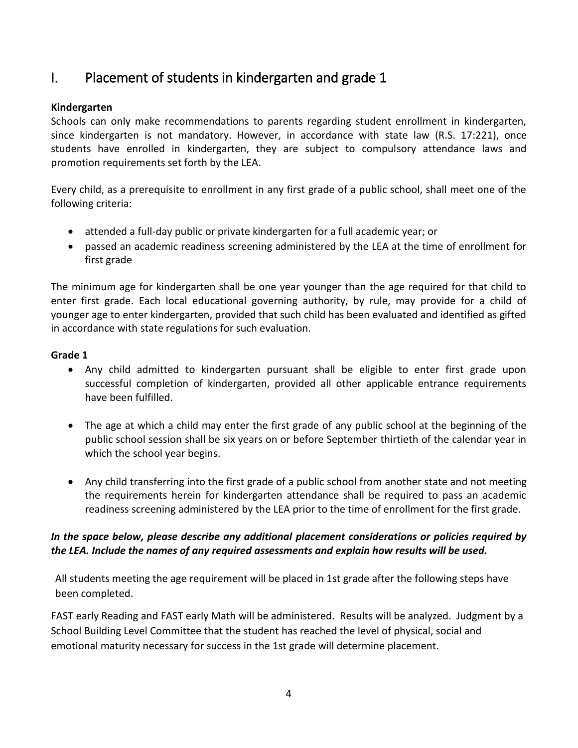# I. Placement of students in kindergarten and grade 1

**Kindergarten**

Schools can only make recommendations to parents regarding student enrollment in kindergarten, since kindergarten is not mandatory. However, in accordance with state law (R.S. 17:221), once students have enrolled in kindergarten, they are subject to compulsory attendance laws and promotion requirements set forth by the LEA.

Every child, as a prerequisite to enrollment in any first grade of a public school, shall meet one of the following criteria:

- attended a full-day public or private kindergarten for a full academic year; or
- passed an academic readiness screening administered by the LEA at the time of enrollment for first grade

The minimum age for kindergarten shall be one year younger than the age required for that child to enter first grade. Each local educational governing authority, by rule, may provide for a child of younger age to enter kindergarten, provided that such child has been evaluated and identified as gifted in accordance with state regulations for such evaluation.

**Grade 1**

- Any child admitted to kindergarten pursuant shall be eligible to enter first grade upon successful completion of kindergarten, provided all other applicable entrance requirements have been fulfilled.
- The age at which a child may enter the first grade of any public school at the beginning of the public school session shall be six years on or before September thirtieth of the calendar year in which the school year begins.
- Any child transferring into the first grade of a public school from another state and not meeting the requirements herein for kindergarten attendance shall be required to pass an academic readiness screening administered by the LEA prior to the time of enrollment for the first grade.

***In the space below, please describe any additional placement considerations or policies required by the LEA. Include the names of any required assessments and explain how results will be used.***

All students meeting the age requirement will be placed in 1st grade after the following steps have been completed.

FAST early Reading and FAST early Math will be administered. Results will be analyzed. Judgment by a School Building Level Committee that the student has reached the level of physical, social and emotional maturity necessary for success in the 1st grade will determine placement.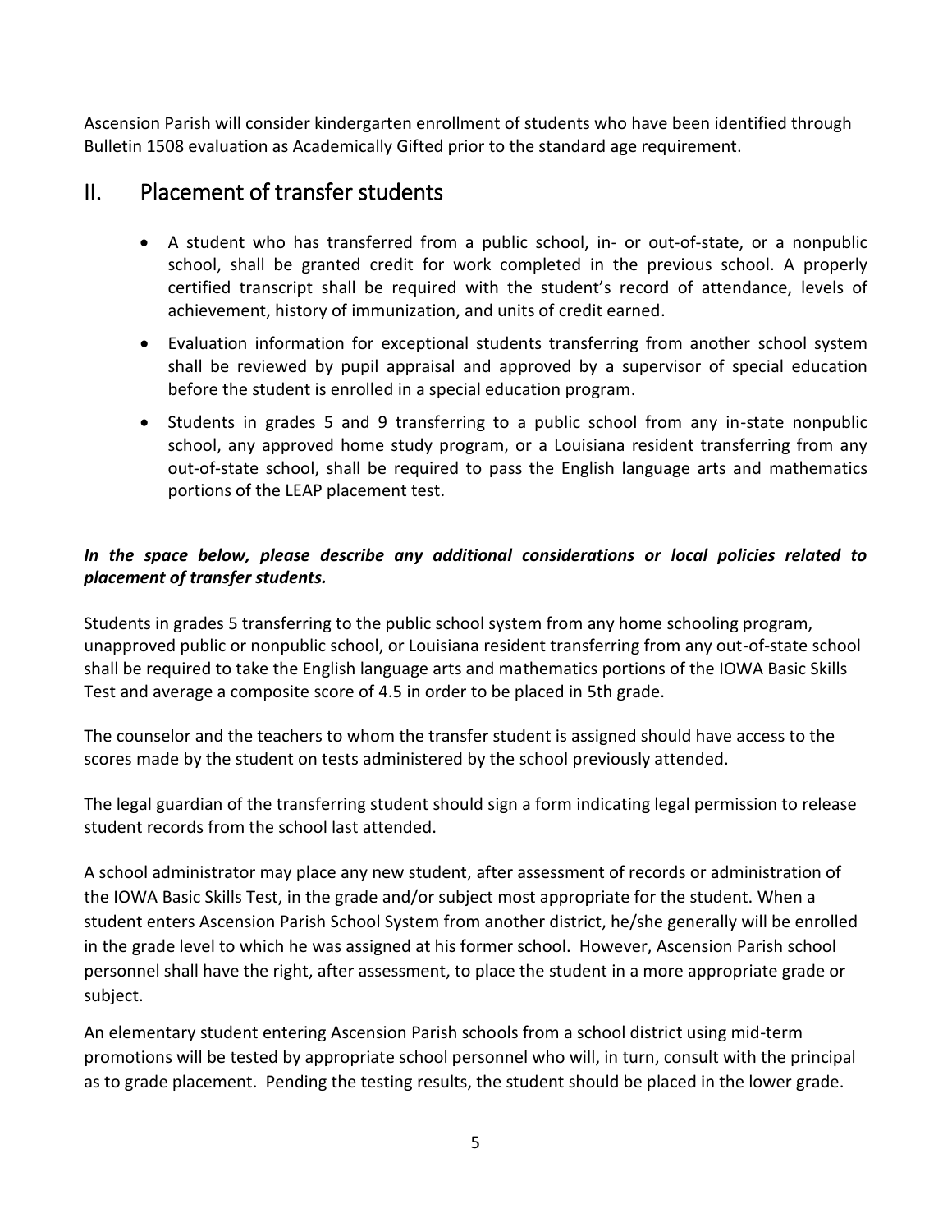Ascension Parish will consider kindergarten enrollment of students who have been identified through Bulletin 1508 evaluation as Academically Gifted prior to the standard age requirement.

## II. Placement of transfer students

- A student who has transferred from a public school, in- or out-of-state, or a nonpublic school, shall be granted credit for work completed in the previous school. A properly certified transcript shall be required with the student's record of attendance, levels of achievement, history of immunization, and units of credit earned.
- Evaluation information for exceptional students transferring from another school system shall be reviewed by pupil appraisal and approved by a supervisor of special education before the student is enrolled in a special education program.
- Students in grades 5 and 9 transferring to a public school from any in-state nonpublic school, any approved home study program, or a Louisiana resident transferring from any out-of-state school, shall be required to pass the English language arts and mathematics portions of the LEAP placement test.

***In the space below, please describe any additional considerations or local policies related to placement of transfer students.***

Students in grades 5 transferring to the public school system from any home schooling program, unapproved public or nonpublic school, or Louisiana resident transferring from any out-of-state school shall be required to take the English language arts and mathematics portions of the IOWA Basic Skills Test and average a composite score of 4.5 in order to be placed in 5th grade.

The counselor and the teachers to whom the transfer student is assigned should have access to the scores made by the student on tests administered by the school previously attended.

The legal guardian of the transferring student should sign a form indicating legal permission to release student records from the school last attended.

A school administrator may place any new student, after assessment of records or administration of the IOWA Basic Skills Test, in the grade and/or subject most appropriate for the student. When a student enters Ascension Parish School System from another district, he/she generally will be enrolled in the grade level to which he was assigned at his former school. However, Ascension Parish school personnel shall have the right, after assessment, to place the student in a more appropriate grade or subject.

An elementary student entering Ascension Parish schools from a school district using mid-term promotions will be tested by appropriate school personnel who will, in turn, consult with the principal as to grade placement. Pending the testing results, the student should be placed in the lower grade.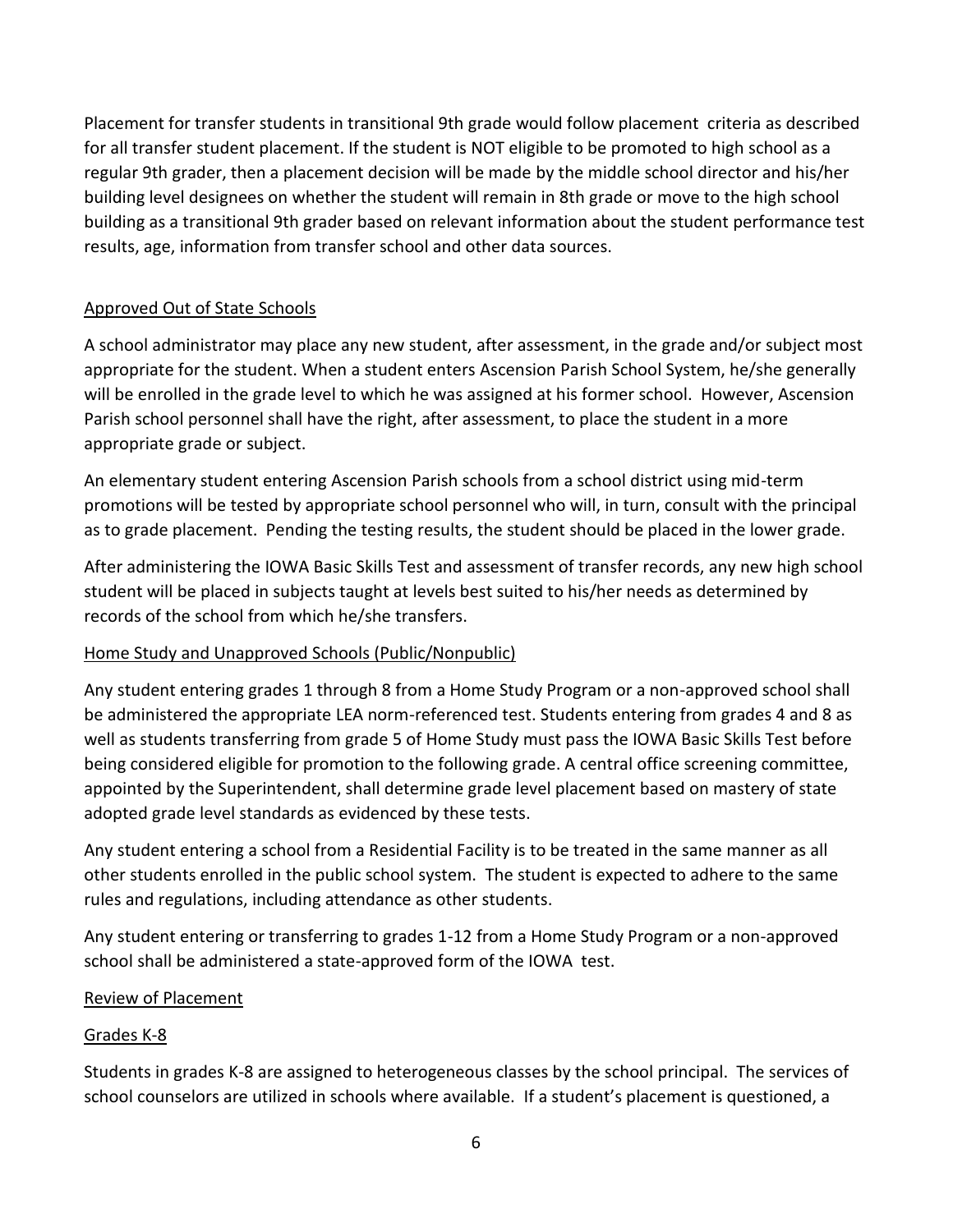Placement for transfer students in transitional 9th grade would follow placement criteria as described for all transfer student placement. If the student is NOT eligible to be promoted to high school as a regular 9th grader, then a placement decision will be made by the middle school director and his/her building level designees on whether the student will remain in 8th grade or move to the high school building as a transitional 9th grader based on relevant information about the student performance test results, age, information from transfer school and other data sources.

## Approved Out of State Schools

A school administrator may place any new student, after assessment, in the grade and/or subject most appropriate for the student. When a student enters Ascension Parish School System, he/she generally will be enrolled in the grade level to which he was assigned at his former school. However, Ascension Parish school personnel shall have the right, after assessment, to place the student in a more appropriate grade or subject.

An elementary student entering Ascension Parish schools from a school district using mid-term promotions will be tested by appropriate school personnel who will, in turn, consult with the principal as to grade placement. Pending the testing results, the student should be placed in the lower grade.

After administering the IOWA Basic Skills Test and assessment of transfer records, any new high school student will be placed in subjects taught at levels best suited to his/her needs as determined by records of the school from which he/she transfers.

## Home Study and Unapproved Schools (Public/Nonpublic)

Any student entering grades 1 through 8 from a Home Study Program or a non-approved school shall be administered the appropriate LEA norm-referenced test. Students entering from grades 4 and 8 as well as students transferring from grade 5 of Home Study must pass the IOWA Basic Skills Test before being considered eligible for promotion to the following grade. A central office screening committee, appointed by the Superintendent, shall determine grade level placement based on mastery of state adopted grade level standards as evidenced by these tests.

Any student entering a school from a Residential Facility is to be treated in the same manner as all other students enrolled in the public school system. The student is expected to adhere to the same rules and regulations, including attendance as other students.

Any student entering or transferring to grades 1-12 from a Home Study Program or a non-approved school shall be administered a state-approved form of the IOWA test.

## Review of Placement

### Grades K-8

Students in grades K-8 are assigned to heterogeneous classes by the school principal. The services of school counselors are utilized in schools where available. If a student's placement is questioned, a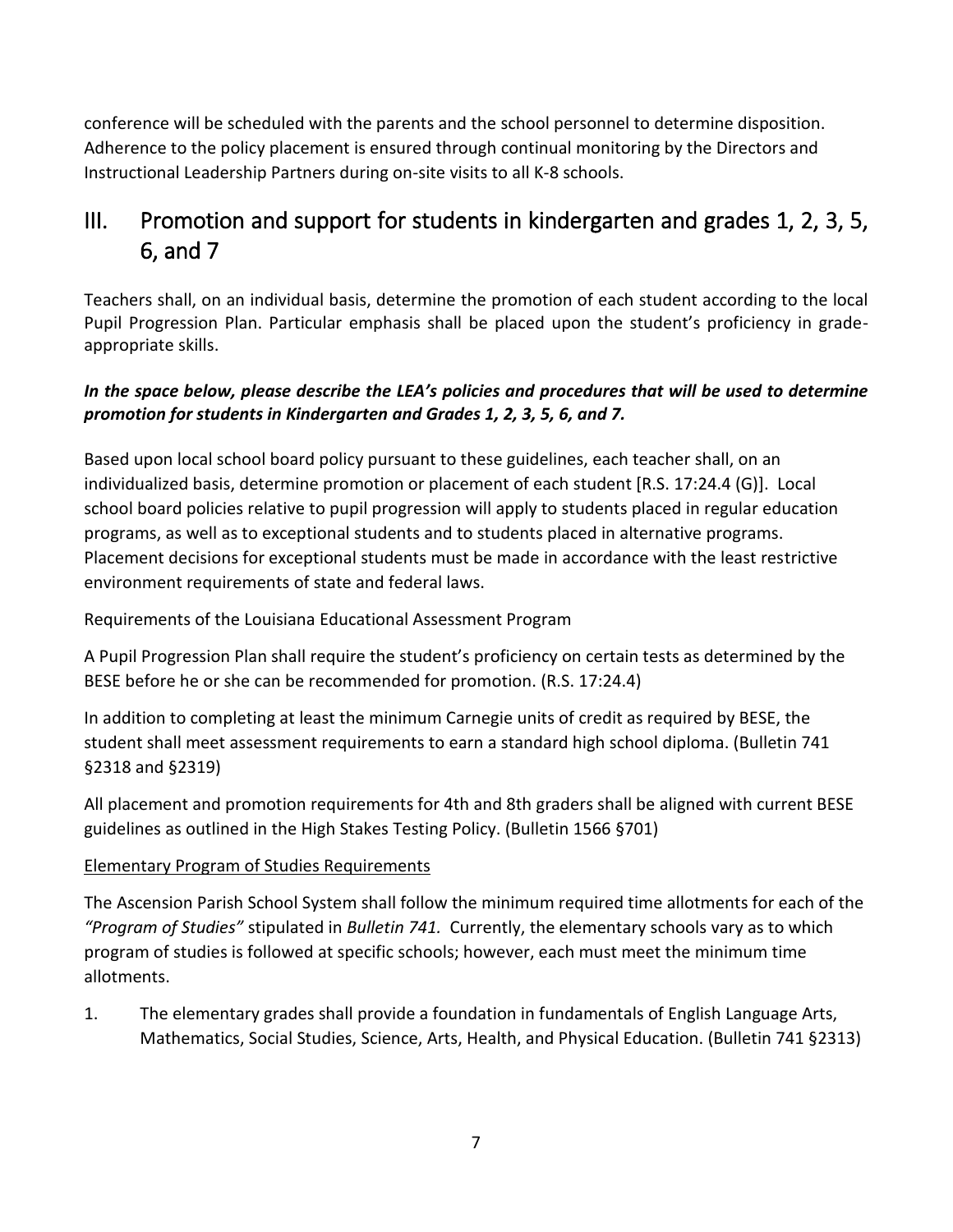conference will be scheduled with the parents and the school personnel to determine disposition. Adherence to the policy placement is ensured through continual monitoring by the Directors and Instructional Leadership Partners during on-site visits to all K-8 schools.

## III. Promotion and support for students in kindergarten and grades 1, 2, 3, 5, 6, and 7

Teachers shall, on an individual basis, determine the promotion of each student according to the local Pupil Progression Plan. Particular emphasis shall be placed upon the student's proficiency in grade-appropriate skills.

***In the space below, please describe the LEA's policies and procedures that will be used to determine promotion for students in Kindergarten and Grades 1, 2, 3, 5, 6, and 7.***

Based upon local school board policy pursuant to these guidelines, each teacher shall, on an individualized basis, determine promotion or placement of each student [R.S. 17:24.4 (G)]. Local school board policies relative to pupil progression will apply to students placed in regular education programs, as well as to exceptional students and to students placed in alternative programs. Placement decisions for exceptional students must be made in accordance with the least restrictive environment requirements of state and federal laws.

Requirements of the Louisiana Educational Assessment Program

A Pupil Progression Plan shall require the student's proficiency on certain tests as determined by the BESE before he or she can be recommended for promotion. (R.S. 17:24.4)

In addition to completing at least the minimum Carnegie units of credit as required by BESE, the student shall meet assessment requirements to earn a standard high school diploma. (Bulletin 741 §2318 and §2319)

All placement and promotion requirements for 4th and 8th graders shall be aligned with current BESE guidelines as outlined in the High Stakes Testing Policy. (Bulletin 1566 §701)

<u>Elementary Program of Studies Requirements</u>

The Ascension Parish School System shall follow the minimum required time allotments for each of the *"Program of Studies"* stipulated in *Bulletin 741.* Currently, the elementary schools vary as to which program of studies is followed at specific schools; however, each must meet the minimum time allotments.

1. The elementary grades shall provide a foundation in fundamentals of English Language Arts, Mathematics, Social Studies, Science, Arts, Health, and Physical Education. (Bulletin 741 §2313)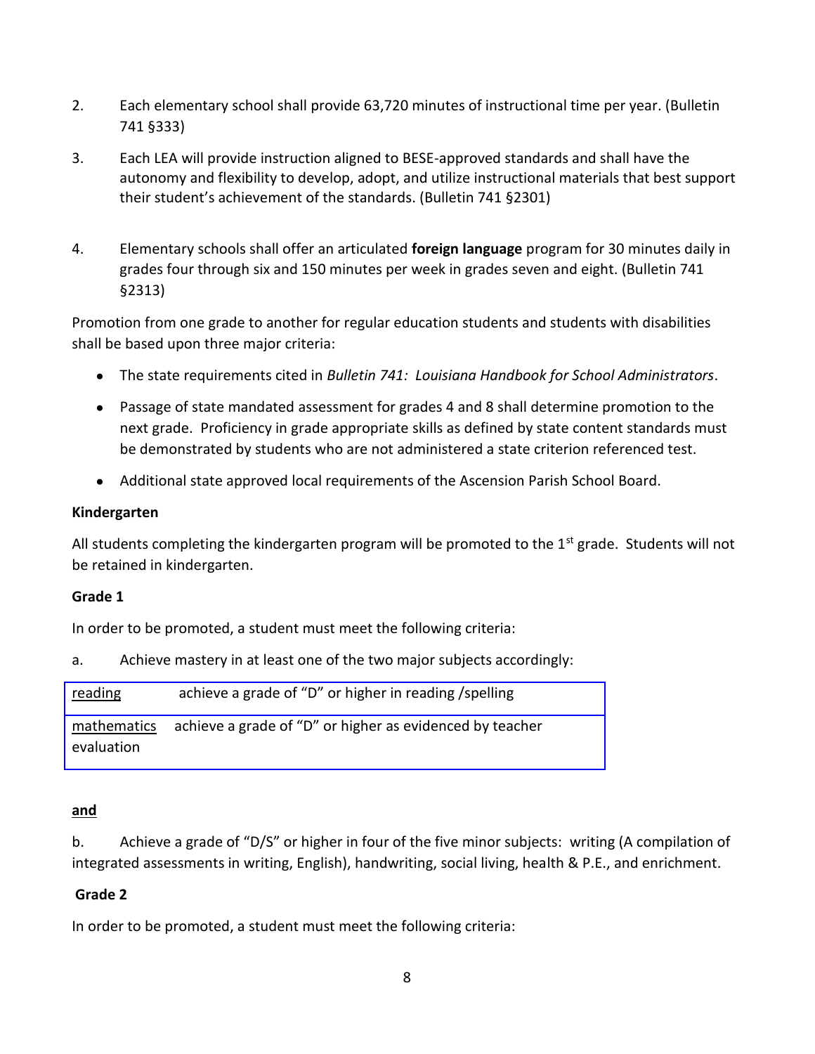2. Each elementary school shall provide 63,720 minutes of instructional time per year. (Bulletin 741 §333)

3. Each LEA will provide instruction aligned to BESE-approved standards and shall have the autonomy and flexibility to develop, adopt, and utilize instructional materials that best support their student's achievement of the standards. (Bulletin 741 §2301)

4. Elementary schools shall offer an articulated **foreign language** program for 30 minutes daily in grades four through six and 150 minutes per week in grades seven and eight. (Bulletin 741 §2313)

Promotion from one grade to another for regular education students and students with disabilities shall be based upon three major criteria:

- The state requirements cited in *Bulletin 741: Louisiana Handbook for School Administrators*.
- Passage of state mandated assessment for grades 4 and 8 shall determine promotion to the next grade. Proficiency in grade appropriate skills as defined by state content standards must be demonstrated by students who are not administered a state criterion referenced test.
- Additional state approved local requirements of the Ascension Parish School Board.

**Kindergarten**

All students completing the kindergarten program will be promoted to the 1st grade. Students will not be retained in kindergarten.

**Grade 1**

In order to be promoted, a student must meet the following criteria:

a. Achieve mastery in at least one of the two major subjects accordingly:

| | |
|---|---|
| reading | achieve a grade of "D" or higher in reading /spelling |
| mathematics | achieve a grade of "D" or higher as evidenced by teacher evaluation |

**and**

b. Achieve a grade of "D/S" or higher in four of the five minor subjects: writing (A compilation of integrated assessments in writing, English), handwriting, social living, health & P.E., and enrichment.

**Grade 2**

In order to be promoted, a student must meet the following criteria: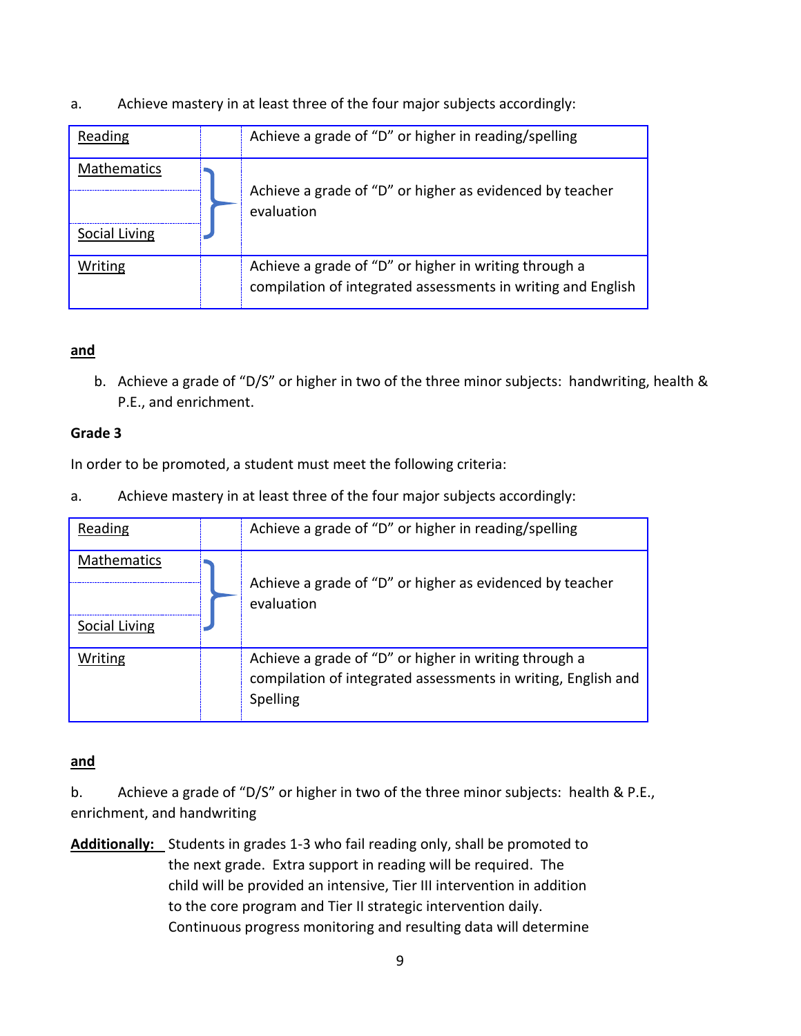a. Achieve mastery in at least three of the four major subjects accordingly:

| | | |
|---|---|---|
| <u>Reading</u> | | Achieve a grade of "D" or higher in reading/spelling |
| <u>Mathematics</u><br><br><u>Social Living</u> | } | Achieve a grade of "D" or higher as evidenced by teacher evaluation |
| <u>Writing</u> | | Achieve a grade of "D" or higher in writing through a compilation of integrated assessments in writing and English |

**<u>and</u>**

b. Achieve a grade of "D/S" or higher in two of the three minor subjects: handwriting, health & P.E., and enrichment.

**Grade 3**

In order to be promoted, a student must meet the following criteria:

a. Achieve mastery in at least three of the four major subjects accordingly:

| | | |
|---|---|---|
| <u>Reading</u> | | Achieve a grade of "D" or higher in reading/spelling |
| <u>Mathematics</u><br><br><u>Social Living</u> | } | Achieve a grade of "D" or higher as evidenced by teacher evaluation |
| <u>Writing</u> | | Achieve a grade of "D" or higher in writing through a compilation of integrated assessments in writing, English and Spelling |

**<u>and</u>**

b. Achieve a grade of "D/S" or higher in two of the three minor subjects: health & P.E., enrichment, and handwriting

**<u>Additionally:</u>** Students in grades 1-3 who fail reading only, shall be promoted to the next grade. Extra support in reading will be required. The child will be provided an intensive, Tier III intervention in addition to the core program and Tier II strategic intervention daily. Continuous progress monitoring and resulting data will determine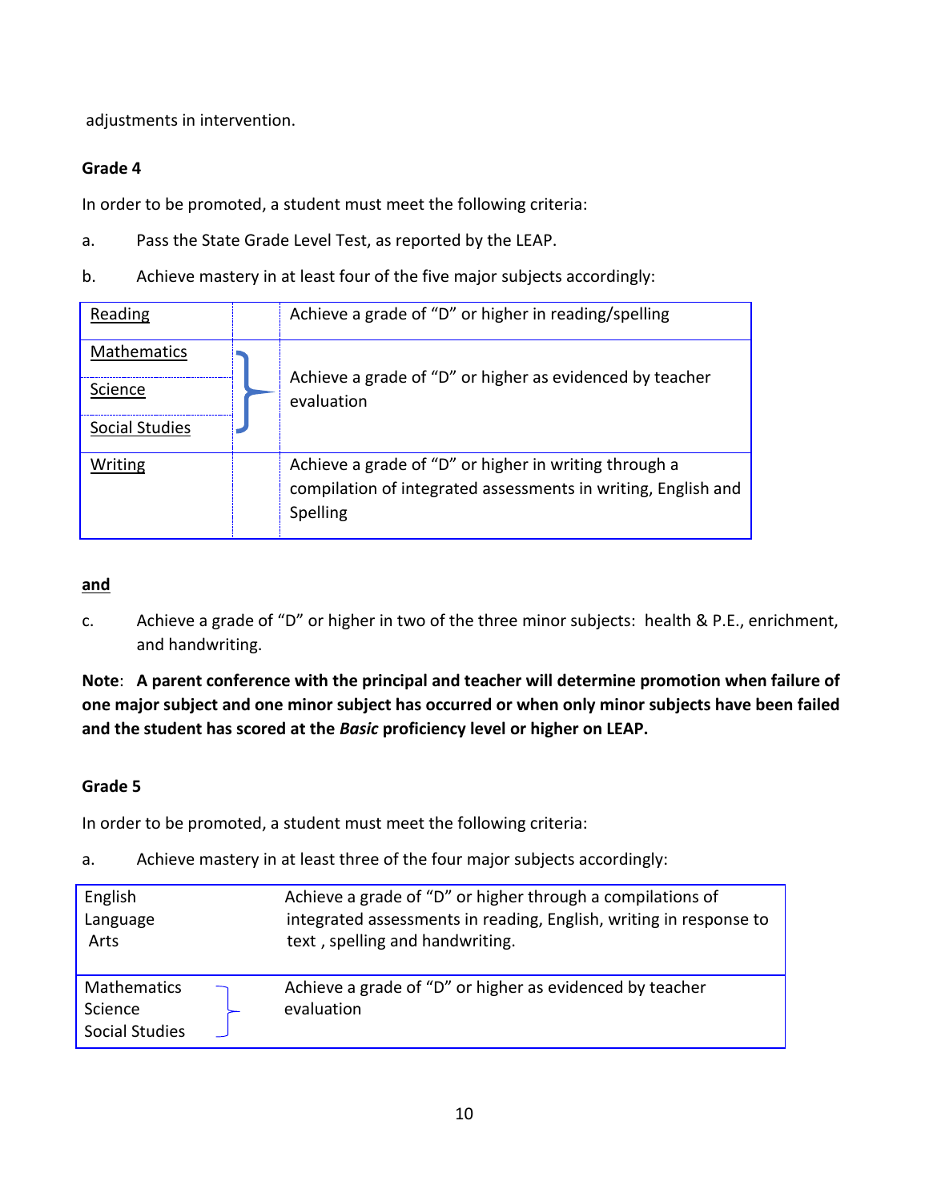adjustments in intervention.

**Grade 4**

In order to be promoted, a student must meet the following criteria:

a. Pass the State Grade Level Test, as reported by the LEAP.

b. Achieve mastery in at least four of the five major subjects accordingly:

| | | |
|---|---|---|
| Reading | | Achieve a grade of "D" or higher in reading/spelling |
| Mathematics | } | Achieve a grade of "D" or higher as evidenced by teacher evaluation |
| Science | | |
| Social Studies | | |
| Writing | | Achieve a grade of "D" or higher in writing through a compilation of integrated assessments in writing, English and Spelling |

**and**

c. Achieve a grade of "D" or higher in two of the three minor subjects: health & P.E., enrichment, and handwriting.

**Note**: **A parent conference with the principal and teacher will determine promotion when failure of one major subject and one minor subject has occurred or when only minor subjects have been failed and the student has scored at the *Basic* proficiency level or higher on LEAP.**

**Grade 5**

In order to be promoted, a student must meet the following criteria:

a. Achieve mastery in at least three of the four major subjects accordingly:

| | |
|---|---|
| English Language Arts | Achieve a grade of "D" or higher through a compilations of integrated assessments in reading, English, writing in response to text , spelling and handwriting. |
| Mathematics<br>Science<br>Social Studies | Achieve a grade of "D" or higher as evidenced by teacher evaluation |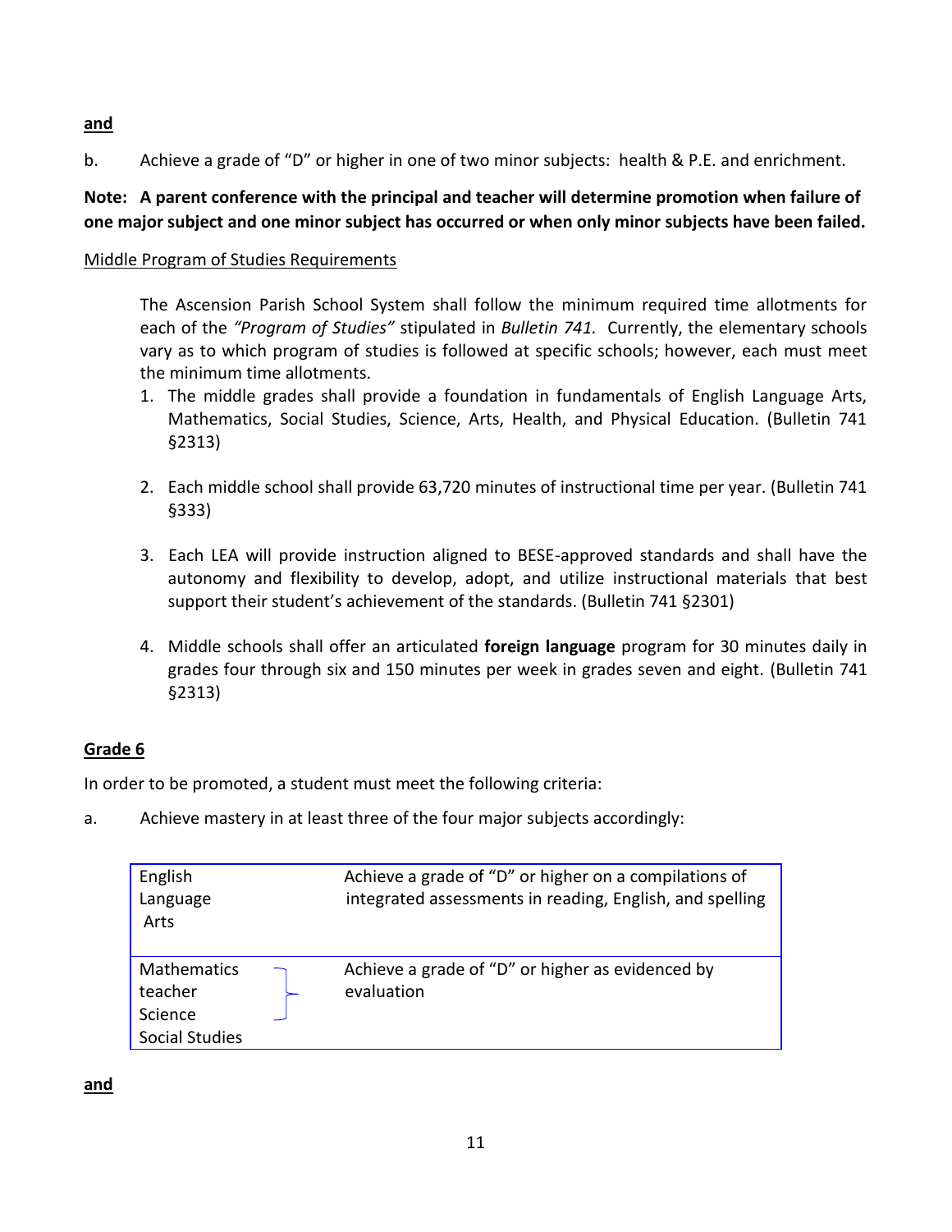**and**

b. Achieve a grade of "D" or higher in one of two minor subjects: health & P.E. and enrichment.

**Note: A parent conference with the principal and teacher will determine promotion when failure of one major subject and one minor subject has occurred or when only minor subjects have been failed.**

Middle Program of Studies Requirements

The Ascension Parish School System shall follow the minimum required time allotments for each of the *"Program of Studies"* stipulated in *Bulletin 741.* Currently, the elementary schools vary as to which program of studies is followed at specific schools; however, each must meet the minimum time allotments.

1. The middle grades shall provide a foundation in fundamentals of English Language Arts, Mathematics, Social Studies, Science, Arts, Health, and Physical Education. (Bulletin 741 §2313)

2. Each middle school shall provide 63,720 minutes of instructional time per year. (Bulletin 741 §333)

3. Each LEA will provide instruction aligned to BESE-approved standards and shall have the autonomy and flexibility to develop, adopt, and utilize instructional materials that best support their student's achievement of the standards. (Bulletin 741 §2301)

4. Middle schools shall offer an articulated **foreign language** program for 30 minutes daily in grades four through six and 150 minutes per week in grades seven and eight. (Bulletin 741 §2313)

**Grade 6**

In order to be promoted, a student must meet the following criteria:

a. Achieve mastery in at least three of the four major subjects accordingly:

| | |
|---|---|
| English Language Arts | Achieve a grade of "D" or higher on a compilations of integrated assessments in reading, English, and spelling |
| Mathematics teacher Science Social Studies | Achieve a grade of "D" or higher as evidenced by evaluation |

**and**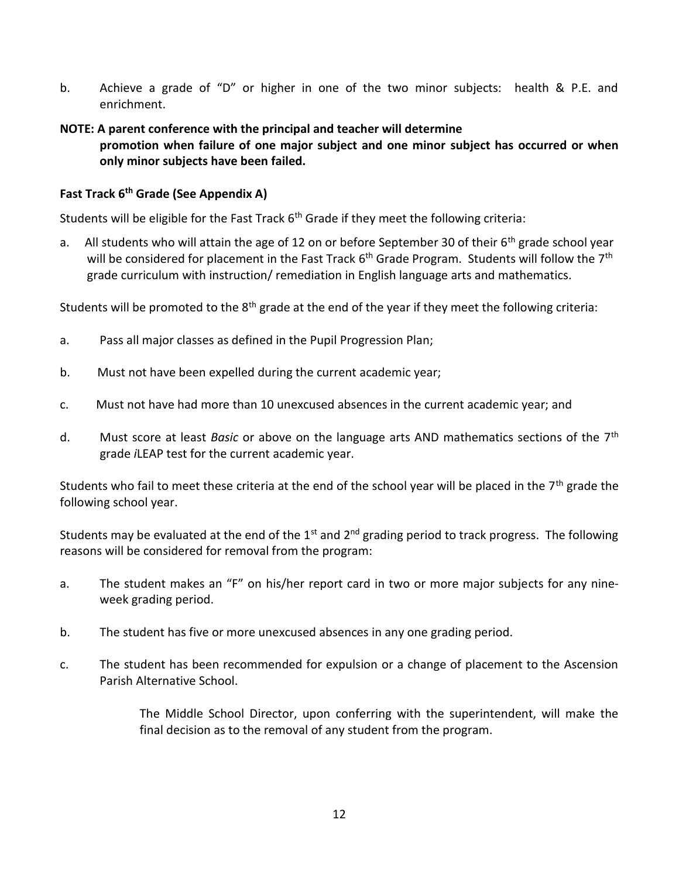b. Achieve a grade of "D" or higher in one of the two minor subjects: health & P.E. and enrichment.

**NOTE: A parent conference with the principal and teacher will determine promotion when failure of one major subject and one minor subject has occurred or when only minor subjects have been failed.**

**Fast Track 6th Grade (See Appendix A)**

Students will be eligible for the Fast Track 6th Grade if they meet the following criteria:

a. All students who will attain the age of 12 on or before September 30 of their 6th grade school year will be considered for placement in the Fast Track 6th Grade Program. Students will follow the 7th grade curriculum with instruction/ remediation in English language arts and mathematics.

Students will be promoted to the 8th grade at the end of the year if they meet the following criteria:

a. Pass all major classes as defined in the Pupil Progression Plan;

b. Must not have been expelled during the current academic year;

c. Must not have had more than 10 unexcused absences in the current academic year; and

d. Must score at least *Basic* or above on the language arts AND mathematics sections of the 7th grade *i*LEAP test for the current academic year.

Students who fail to meet these criteria at the end of the school year will be placed in the 7th grade the following school year.

Students may be evaluated at the end of the 1st and 2nd grading period to track progress. The following reasons will be considered for removal from the program:

a. The student makes an "F" on his/her report card in two or more major subjects for any nine-week grading period.

b. The student has five or more unexcused absences in any one grading period.

c. The student has been recommended for expulsion or a change of placement to the Ascension Parish Alternative School.

The Middle School Director, upon conferring with the superintendent, will make the final decision as to the removal of any student from the program.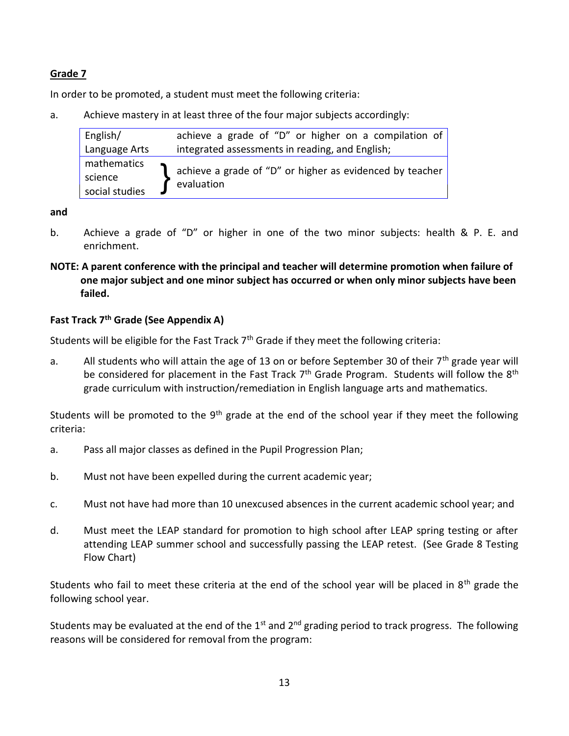**Grade 7**

In order to be promoted, a student must meet the following criteria:

a. Achieve mastery in at least three of the four major subjects accordingly:

| | |
|---|---|
| English/ Language Arts | achieve a grade of "D" or higher on a compilation of integrated assessments in reading, and English; |
| mathematics<br>science<br>social studies | achieve a grade of "D" or higher as evidenced by teacher evaluation |

**and**

b. Achieve a grade of "D" or higher in one of the two minor subjects: health & P. E. and enrichment.

**NOTE: A parent conference with the principal and teacher will determine promotion when failure of one major subject and one minor subject has occurred or when only minor subjects have been failed.**

**Fast Track 7th Grade (See Appendix A)**

Students will be eligible for the Fast Track 7th Grade if they meet the following criteria:

a. All students who will attain the age of 13 on or before September 30 of their 7th grade year will be considered for placement in the Fast Track 7th Grade Program. Students will follow the 8th grade curriculum with instruction/remediation in English language arts and mathematics.

Students will be promoted to the 9th grade at the end of the school year if they meet the following criteria:

a. Pass all major classes as defined in the Pupil Progression Plan;

b. Must not have been expelled during the current academic year;

c. Must not have had more than 10 unexcused absences in the current academic school year; and

d. Must meet the LEAP standard for promotion to high school after LEAP spring testing or after attending LEAP summer school and successfully passing the LEAP retest. (See Grade 8 Testing Flow Chart)

Students who fail to meet these criteria at the end of the school year will be placed in 8th grade the following school year.

Students may be evaluated at the end of the 1st and 2nd grading period to track progress. The following reasons will be considered for removal from the program: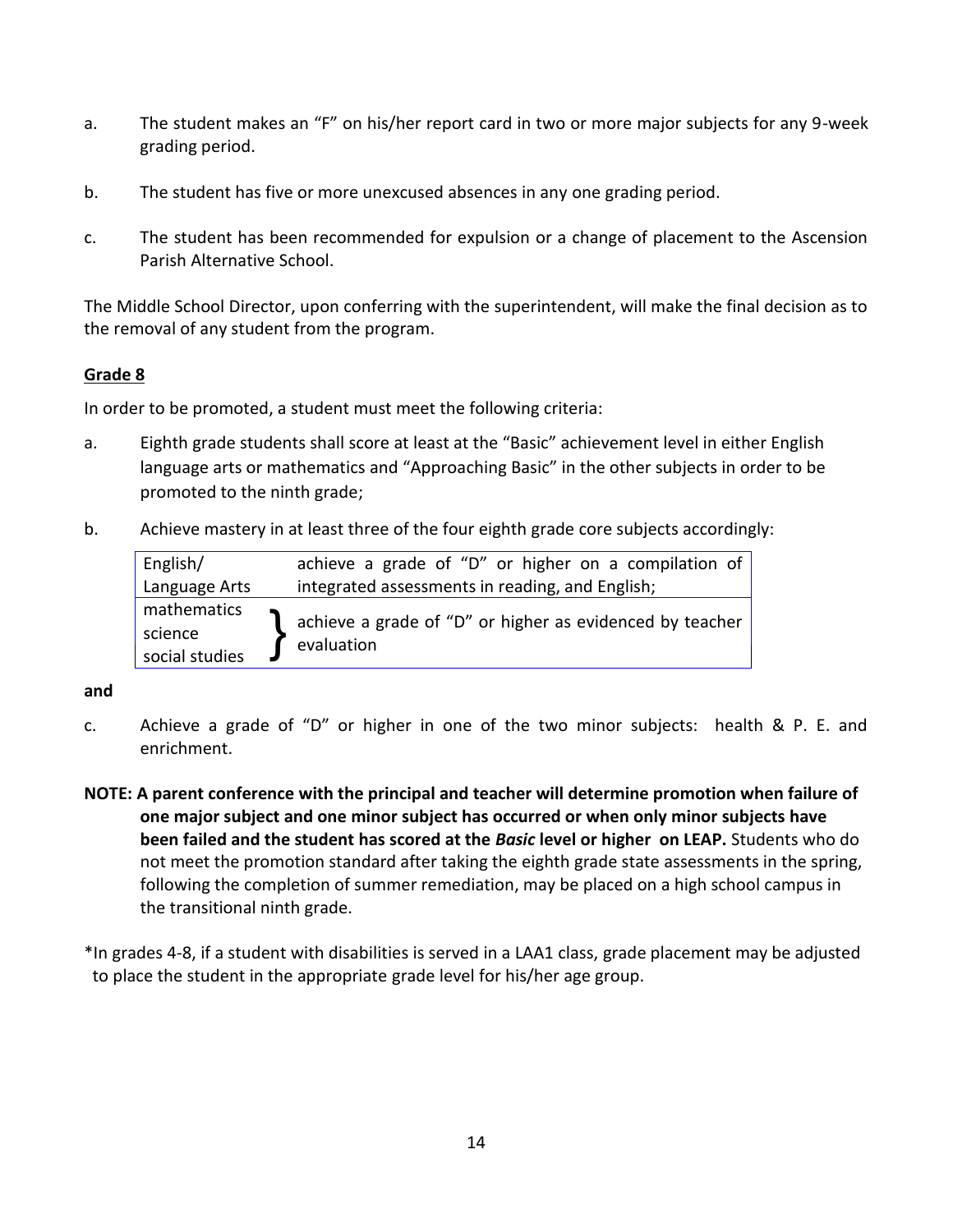a. The student makes an "F" on his/her report card in two or more major subjects for any 9-week grading period.

b. The student has five or more unexcused absences in any one grading period.

c. The student has been recommended for expulsion or a change of placement to the Ascension Parish Alternative School.

The Middle School Director, upon conferring with the superintendent, will make the final decision as to the removal of any student from the program.

## Grade 8

In order to be promoted, a student must meet the following criteria:

a. Eighth grade students shall score at least at the "Basic" achievement level in either English language arts or mathematics and "Approaching Basic" in the other subjects in order to be promoted to the ninth grade;

b. Achieve mastery in at least three of the four eighth grade core subjects accordingly:

| | |
|---|---|
| English/ Language Arts | achieve a grade of "D" or higher on a compilation of integrated assessments in reading, and English; |
| mathematics science social studies | achieve a grade of "D" or higher as evidenced by teacher evaluation |

**and**

c. Achieve a grade of "D" or higher in one of the two minor subjects: health & P. E. and enrichment.

**NOTE: A parent conference with the principal and teacher will determine promotion when failure of one major subject and one minor subject has occurred or when only minor subjects have been failed and the student has scored at the *Basic* level or higher on LEAP.** Students who do not meet the promotion standard after taking the eighth grade state assessments in the spring, following the completion of summer remediation, may be placed on a high school campus in the transitional ninth grade.

*In grades 4-8, if a student with disabilities is served in a LAA1 class, grade placement may be adjusted to place the student in the appropriate grade level for his/her age group.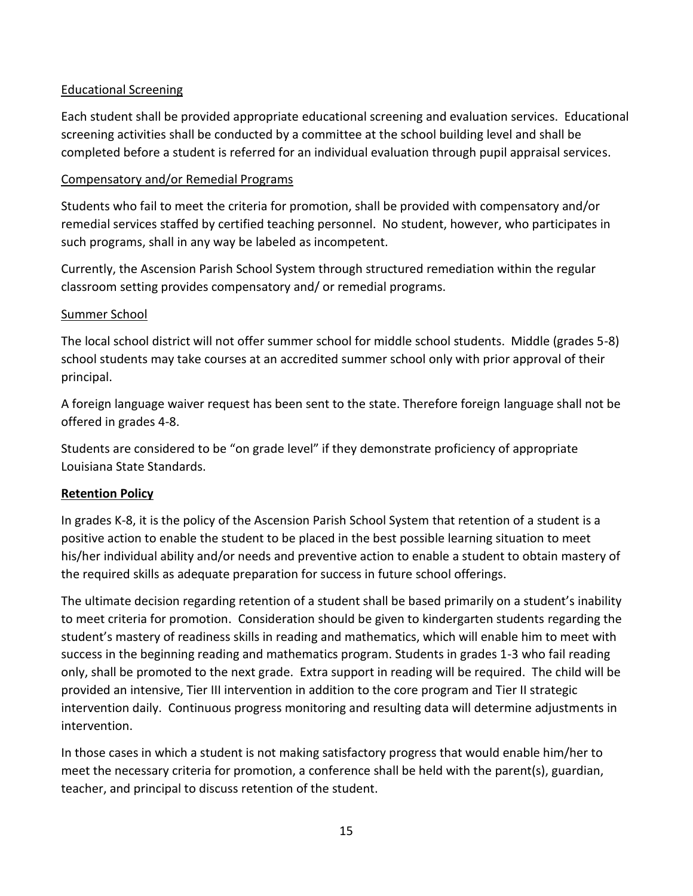Educational Screening

Each student shall be provided appropriate educational screening and evaluation services. Educational screening activities shall be conducted by a committee at the school building level and shall be completed before a student is referred for an individual evaluation through pupil appraisal services.

Compensatory and/or Remedial Programs

Students who fail to meet the criteria for promotion, shall be provided with compensatory and/or remedial services staffed by certified teaching personnel. No student, however, who participates in such programs, shall in any way be labeled as incompetent.

Currently, the Ascension Parish School System through structured remediation within the regular classroom setting provides compensatory and/ or remedial programs.

Summer School

The local school district will not offer summer school for middle school students. Middle (grades 5-8) school students may take courses at an accredited summer school only with prior approval of their principal.

A foreign language waiver request has been sent to the state. Therefore foreign language shall not be offered in grades 4-8.

Students are considered to be "on grade level" if they demonstrate proficiency of appropriate Louisiana State Standards.

**Retention Policy**

In grades K-8, it is the policy of the Ascension Parish School System that retention of a student is a positive action to enable the student to be placed in the best possible learning situation to meet his/her individual ability and/or needs and preventive action to enable a student to obtain mastery of the required skills as adequate preparation for success in future school offerings.

The ultimate decision regarding retention of a student shall be based primarily on a student's inability to meet criteria for promotion. Consideration should be given to kindergarten students regarding the student's mastery of readiness skills in reading and mathematics, which will enable him to meet with success in the beginning reading and mathematics program. Students in grades 1-3 who fail reading only, shall be promoted to the next grade. Extra support in reading will be required. The child will be provided an intensive, Tier III intervention in addition to the core program and Tier II strategic intervention daily. Continuous progress monitoring and resulting data will determine adjustments in intervention.

In those cases in which a student is not making satisfactory progress that would enable him/her to meet the necessary criteria for promotion, a conference shall be held with the parent(s), guardian, teacher, and principal to discuss retention of the student.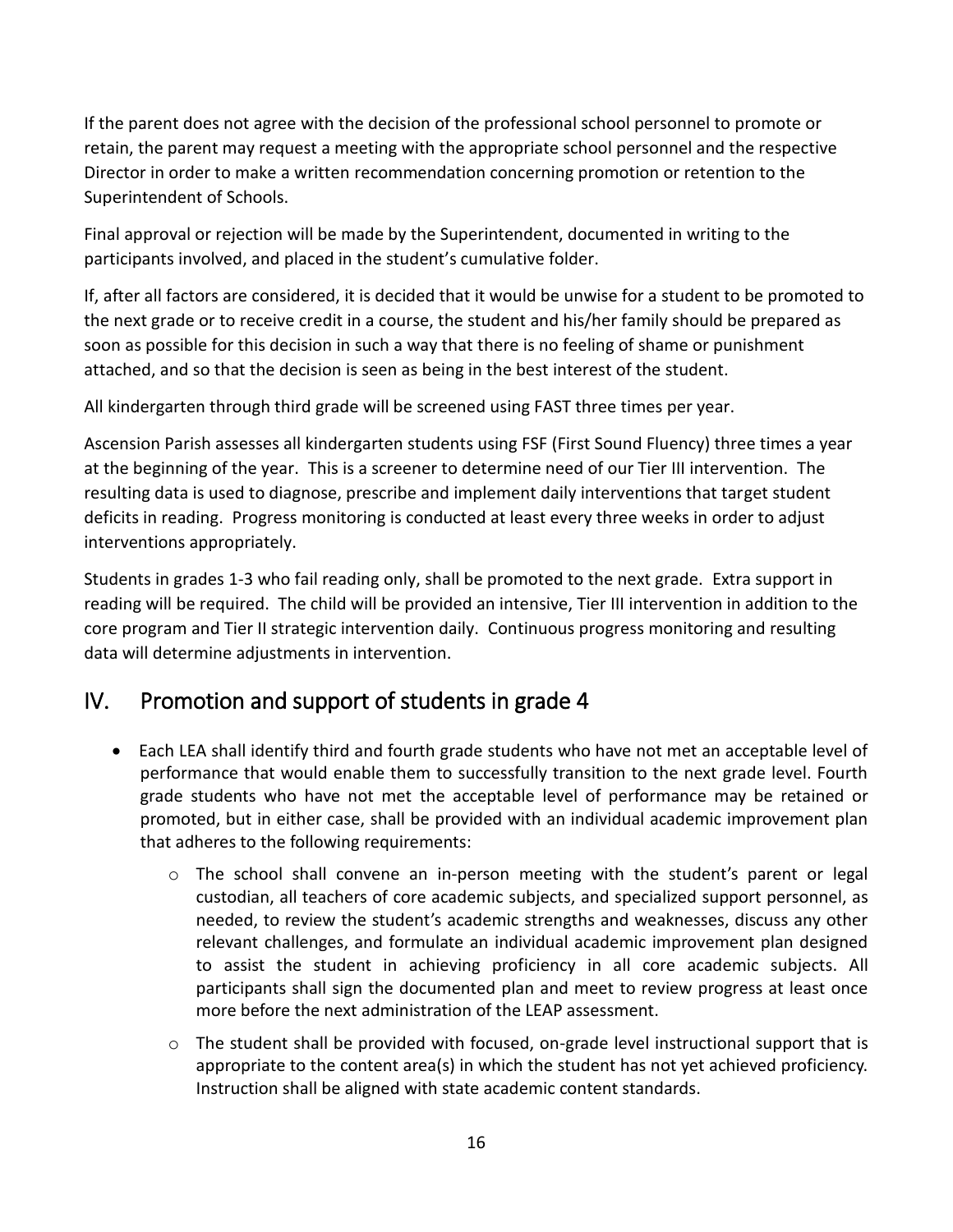If the parent does not agree with the decision of the professional school personnel to promote or retain, the parent may request a meeting with the appropriate school personnel and the respective Director in order to make a written recommendation concerning promotion or retention to the Superintendent of Schools.

Final approval or rejection will be made by the Superintendent, documented in writing to the participants involved, and placed in the student's cumulative folder.

If, after all factors are considered, it is decided that it would be unwise for a student to be promoted to the next grade or to receive credit in a course, the student and his/her family should be prepared as soon as possible for this decision in such a way that there is no feeling of shame or punishment attached, and so that the decision is seen as being in the best interest of the student.

All kindergarten through third grade will be screened using FAST three times per year.

Ascension Parish assesses all kindergarten students using FSF (First Sound Fluency) three times a year at the beginning of the year. This is a screener to determine need of our Tier III intervention. The resulting data is used to diagnose, prescribe and implement daily interventions that target student deficits in reading. Progress monitoring is conducted at least every three weeks in order to adjust interventions appropriately.

Students in grades 1-3 who fail reading only, shall be promoted to the next grade. Extra support in reading will be required. The child will be provided an intensive, Tier III intervention in addition to the core program and Tier II strategic intervention daily. Continuous progress monitoring and resulting data will determine adjustments in intervention.

## IV. Promotion and support of students in grade 4

- Each LEA shall identify third and fourth grade students who have not met an acceptable level of performance that would enable them to successfully transition to the next grade level. Fourth grade students who have not met the acceptable level of performance may be retained or promoted, but in either case, shall be provided with an individual academic improvement plan that adheres to the following requirements:
    - The school shall convene an in-person meeting with the student's parent or legal custodian, all teachers of core academic subjects, and specialized support personnel, as needed, to review the student's academic strengths and weaknesses, discuss any other relevant challenges, and formulate an individual academic improvement plan designed to assist the student in achieving proficiency in all core academic subjects. All participants shall sign the documented plan and meet to review progress at least once more before the next administration of the LEAP assessment.
    - The student shall be provided with focused, on-grade level instructional support that is appropriate to the content area(s) in which the student has not yet achieved proficiency. Instruction shall be aligned with state academic content standards.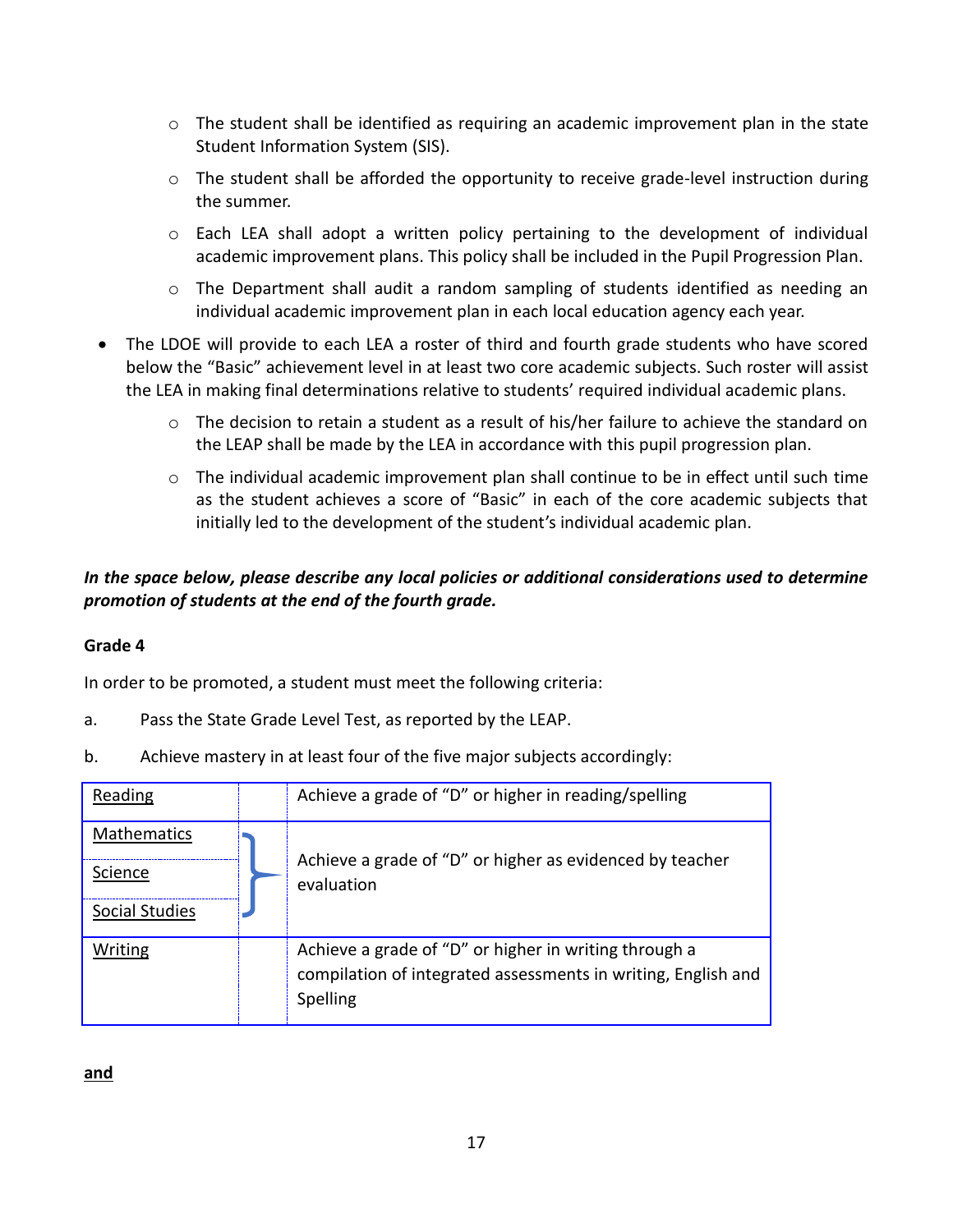- The student shall be identified as requiring an academic improvement plan in the state Student Information System (SIS).
  - The student shall be afforded the opportunity to receive grade-level instruction during the summer.
  - Each LEA shall adopt a written policy pertaining to the development of individual academic improvement plans. This policy shall be included in the Pupil Progression Plan.
  - The Department shall audit a random sampling of students identified as needing an individual academic improvement plan in each local education agency each year.
- The LDOE will provide to each LEA a roster of third and fourth grade students who have scored below the "Basic" achievement level in at least two core academic subjects. Such roster will assist the LEA in making final determinations relative to students' required individual academic plans.
  - The decision to retain a student as a result of his/her failure to achieve the standard on the LEAP shall be made by the LEA in accordance with this pupil progression plan.
  - The individual academic improvement plan shall continue to be in effect until such time as the student achieves a score of "Basic" in each of the core academic subjects that initially led to the development of the student's individual academic plan.

***In the space below, please describe any local policies or additional considerations used to determine promotion of students at the end of the fourth grade.***

**Grade 4**

In order to be promoted, a student must meet the following criteria:

a. Pass the State Grade Level Test, as reported by the LEAP.

b. Achieve mastery in at least four of the five major subjects accordingly:

| | |
|---|---|
| Reading | Achieve a grade of "D" or higher in reading/spelling |
| Mathematics | Achieve a grade of "D" or higher as evidenced by teacher evaluation |
| Science | Achieve a grade of "D" or higher as evidenced by teacher evaluation |
| Social Studies | Achieve a grade of "D" or higher as evidenced by teacher evaluation |
| Writing | Achieve a grade of "D" or higher in writing through a compilation of integrated assessments in writing, English and Spelling |

**and**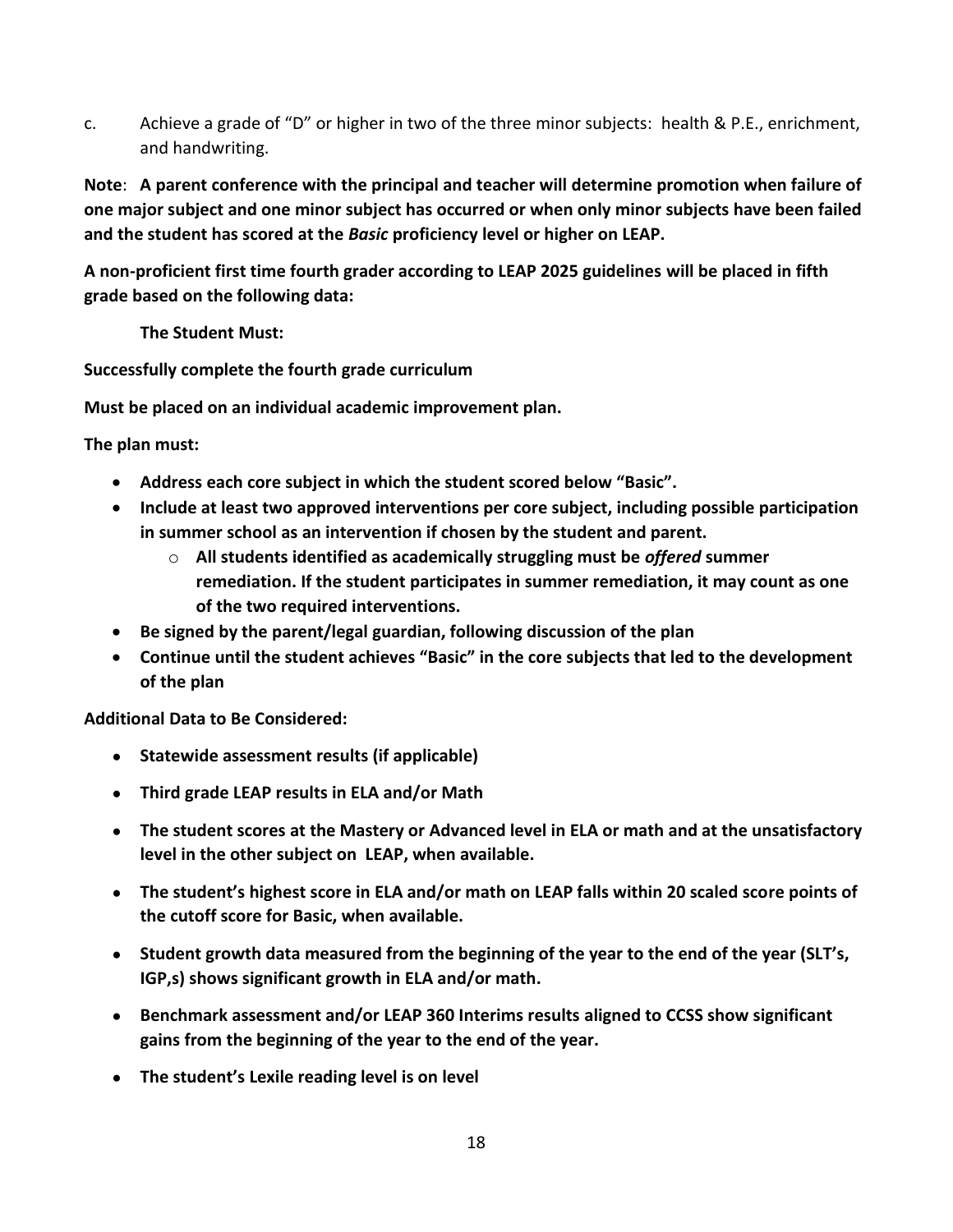c. Achieve a grade of "D" or higher in two of the three minor subjects: health & P.E., enrichment, and handwriting.

**Note**: **A parent conference with the principal and teacher will determine promotion when failure of one major subject and one minor subject has occurred or when only minor subjects have been failed and the student has scored at the *Basic* proficiency level or higher on LEAP.**

**A non-proficient first time fourth grader according to LEAP 2025 guidelines will be placed in fifth grade based on the following data:**

**The Student Must:**

**Successfully complete the fourth grade curriculum**

**Must be placed on an individual academic improvement plan.**

**The plan must:**

- **Address each core subject in which the student scored below "Basic".**
- **Include at least two approved interventions per core subject, including possible participation in summer school as an intervention if chosen by the student and parent.**
    - **All students identified as academically struggling must be *offered* summer remediation. If the student participates in summer remediation, it may count as one of the two required interventions.**
- **Be signed by the parent/legal guardian, following discussion of the plan**
- **Continue until the student achieves "Basic" in the core subjects that led to the development of the plan**

**Additional Data to Be Considered:**

- **Statewide assessment results (if applicable)**
- **Third grade LEAP results in ELA and/or Math**
- **The student scores at the Mastery or Advanced level in ELA or math and at the unsatisfactory level in the other subject on LEAP, when available.**
- **The student's highest score in ELA and/or math on LEAP falls within 20 scaled score points of the cutoff score for Basic, when available.**
- **Student growth data measured from the beginning of the year to the end of the year (SLT's, IGP,s) shows significant growth in ELA and/or math.**
- **Benchmark assessment and/or LEAP 360 Interims results aligned to CCSS show significant gains from the beginning of the year to the end of the year.**
- **The student's Lexile reading level is on level**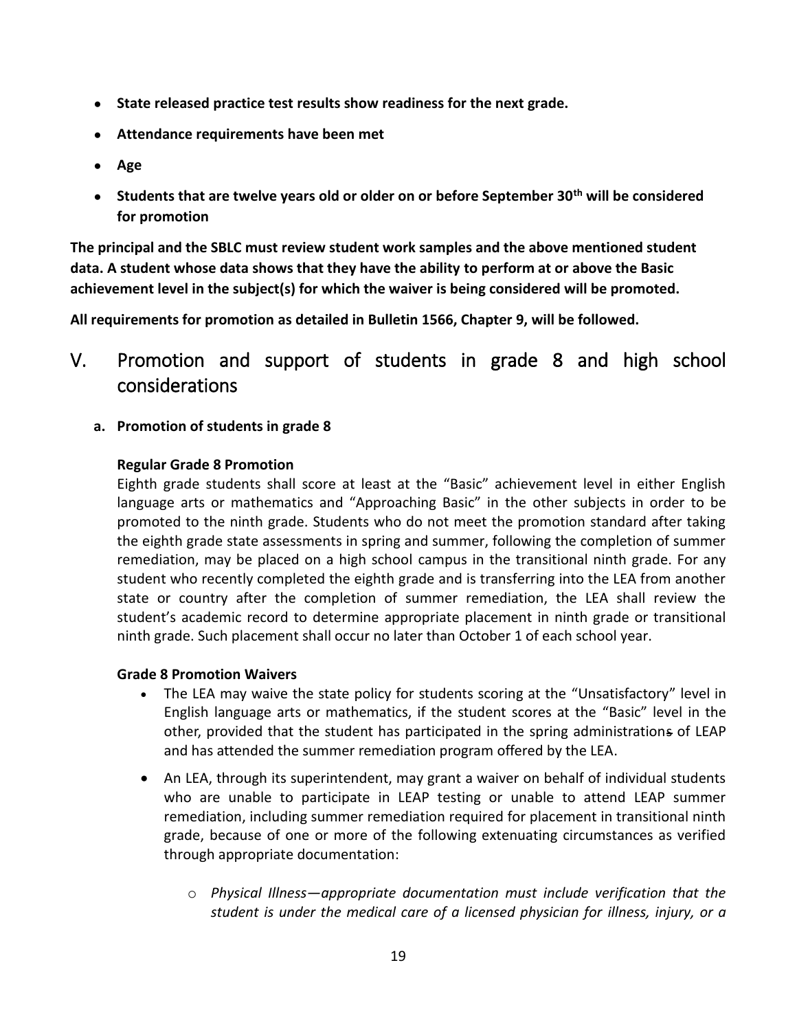- **State released practice test results show readiness for the next grade.**
- **Attendance requirements have been met**
- **Age**
- **Students that are twelve years old or older on or before September 30th will be considered for promotion**

**The principal and the SBLC must review student work samples and the above mentioned student data. A student whose data shows that they have the ability to perform at or above the Basic achievement level in the subject(s) for which the waiver is being considered will be promoted.**

**All requirements for promotion as detailed in Bulletin 1566, Chapter 9, will be followed.**

# V. Promotion and support of students in grade 8 and high school considerations

**a. Promotion of students in grade 8**

**Regular Grade 8 Promotion**

Eighth grade students shall score at least at the "Basic" achievement level in either English language arts or mathematics and "Approaching Basic" in the other subjects in order to be promoted to the ninth grade. Students who do not meet the promotion standard after taking the eighth grade state assessments in spring and summer, following the completion of summer remediation, may be placed on a high school campus in the transitional ninth grade. For any student who recently completed the eighth grade and is transferring into the LEA from another state or country after the completion of summer remediation, the LEA shall review the student's academic record to determine appropriate placement in ninth grade or transitional ninth grade. Such placement shall occur no later than October 1 of each school year.

**Grade 8 Promotion Waivers**

- The LEA may waive the state policy for students scoring at the "Unsatisfactory" level in English language arts or mathematics, if the student scores at the "Basic" level in the other, provided that the student has participated in the spring administrations of LEAP and has attended the summer remediation program offered by the LEA.
- An LEA, through its superintendent, may grant a waiver on behalf of individual students who are unable to participate in LEAP testing or unable to attend LEAP summer remediation, including summer remediation required for placement in transitional ninth grade, because of one or more of the following extenuating circumstances as verified through appropriate documentation:
  - *Physical Illness—appropriate documentation must include verification that the student is under the medical care of a licensed physician for illness, injury, or a*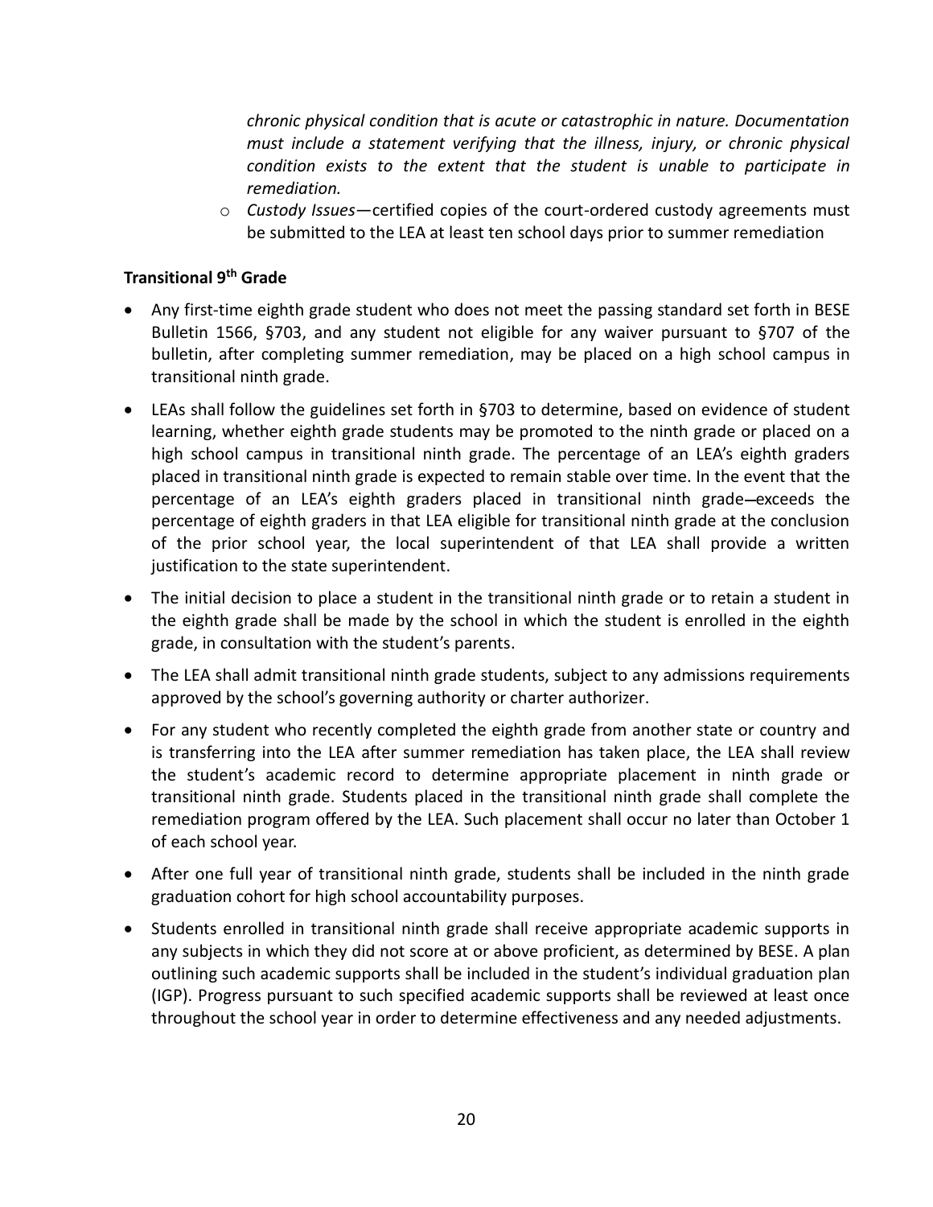*chronic physical condition that is acute or catastrophic in nature. Documentation must include a statement verifying that the illness, injury, or chronic physical condition exists to the extent that the student is unable to participate in remediation.*

  - *Custody Issues*—certified copies of the court-ordered custody agreements must be submitted to the LEA at least ten school days prior to summer remediation

**Transitional 9th Grade**

- Any first-time eighth grade student who does not meet the passing standard set forth in BESE Bulletin 1566, §703, and any student not eligible for any waiver pursuant to §707 of the bulletin, after completing summer remediation, may be placed on a high school campus in transitional ninth grade.
- LEAs shall follow the guidelines set forth in §703 to determine, based on evidence of student learning, whether eighth grade students may be promoted to the ninth grade or placed on a high school campus in transitional ninth grade. The percentage of an LEA's eighth graders placed in transitional ninth grade is expected to remain stable over time. In the event that the percentage of an LEA's eighth graders placed in transitional ninth grade—exceeds the percentage of eighth graders in that LEA eligible for transitional ninth grade at the conclusion of the prior school year, the local superintendent of that LEA shall provide a written justification to the state superintendent.
- The initial decision to place a student in the transitional ninth grade or to retain a student in the eighth grade shall be made by the school in which the student is enrolled in the eighth grade, in consultation with the student's parents.
- The LEA shall admit transitional ninth grade students, subject to any admissions requirements approved by the school's governing authority or charter authorizer.
- For any student who recently completed the eighth grade from another state or country and is transferring into the LEA after summer remediation has taken place, the LEA shall review the student's academic record to determine appropriate placement in ninth grade or transitional ninth grade. Students placed in the transitional ninth grade shall complete the remediation program offered by the LEA. Such placement shall occur no later than October 1 of each school year.
- After one full year of transitional ninth grade, students shall be included in the ninth grade graduation cohort for high school accountability purposes.
- Students enrolled in transitional ninth grade shall receive appropriate academic supports in any subjects in which they did not score at or above proficient, as determined by BESE. A plan outlining such academic supports shall be included in the student's individual graduation plan (IGP). Progress pursuant to such specified academic supports shall be reviewed at least once throughout the school year in order to determine effectiveness and any needed adjustments.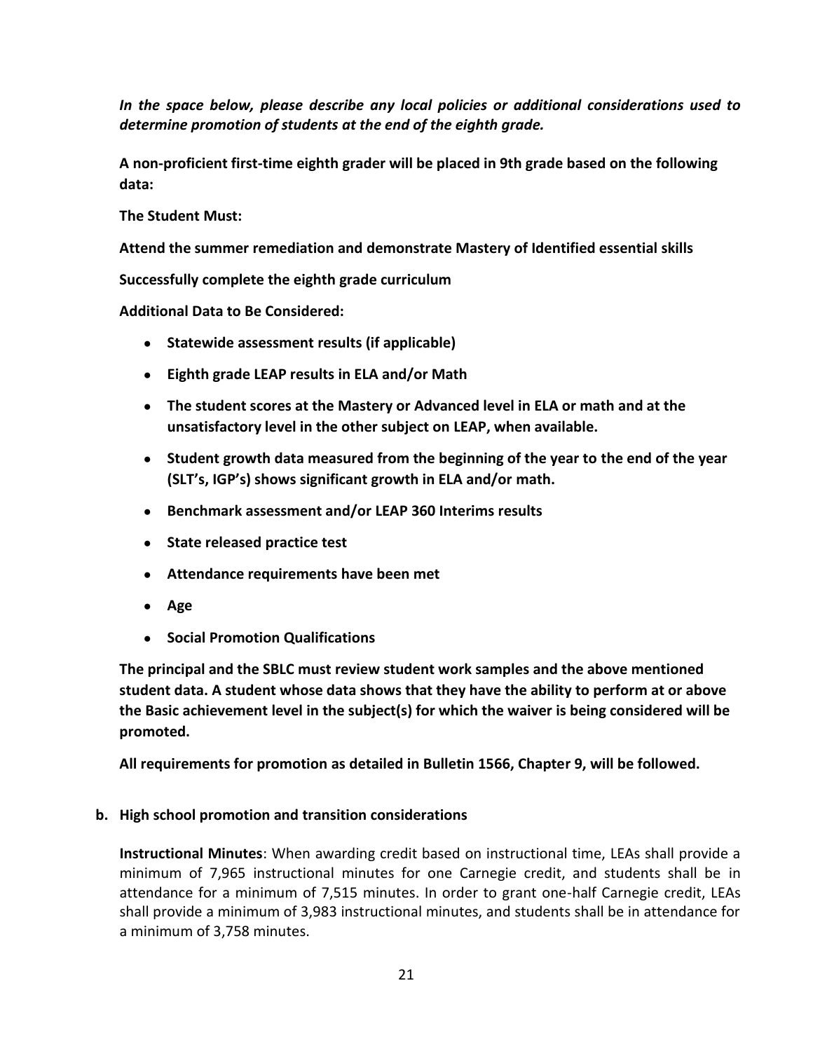***In the space below, please describe any local policies or additional considerations used to determine promotion of students at the end of the eighth grade.***

**A non-proficient first-time eighth grader will be placed in 9th grade based on the following data:**

**The Student Must:**

**Attend the summer remediation and demonstrate Mastery of Identified essential skills**

**Successfully complete the eighth grade curriculum**

**Additional Data to Be Considered:**

- **Statewide assessment results (if applicable)**
- **Eighth grade LEAP results in ELA and/or Math**
- **The student scores at the Mastery or Advanced level in ELA or math and at the unsatisfactory level in the other subject on LEAP, when available.**
- **Student growth data measured from the beginning of the year to the end of the year (SLT's, IGP's) shows significant growth in ELA and/or math.**
- **Benchmark assessment and/or LEAP 360 Interims results**
- **State released practice test**
- **Attendance requirements have been met**
- **Age**
- **Social Promotion Qualifications**

**The principal and the SBLC must review student work samples and the above mentioned student data. A student whose data shows that they have the ability to perform at or above the Basic achievement level in the subject(s) for which the waiver is being considered will be promoted.**

**All requirements for promotion as detailed in Bulletin 1566, Chapter 9, will be followed.**

**b. High school promotion and transition considerations**

**Instructional Minutes**: When awarding credit based on instructional time, LEAs shall provide a minimum of 7,965 instructional minutes for one Carnegie credit, and students shall be in attendance for a minimum of 7,515 minutes. In order to grant one-half Carnegie credit, LEAs shall provide a minimum of 3,983 instructional minutes, and students shall be in attendance for a minimum of 3,758 minutes.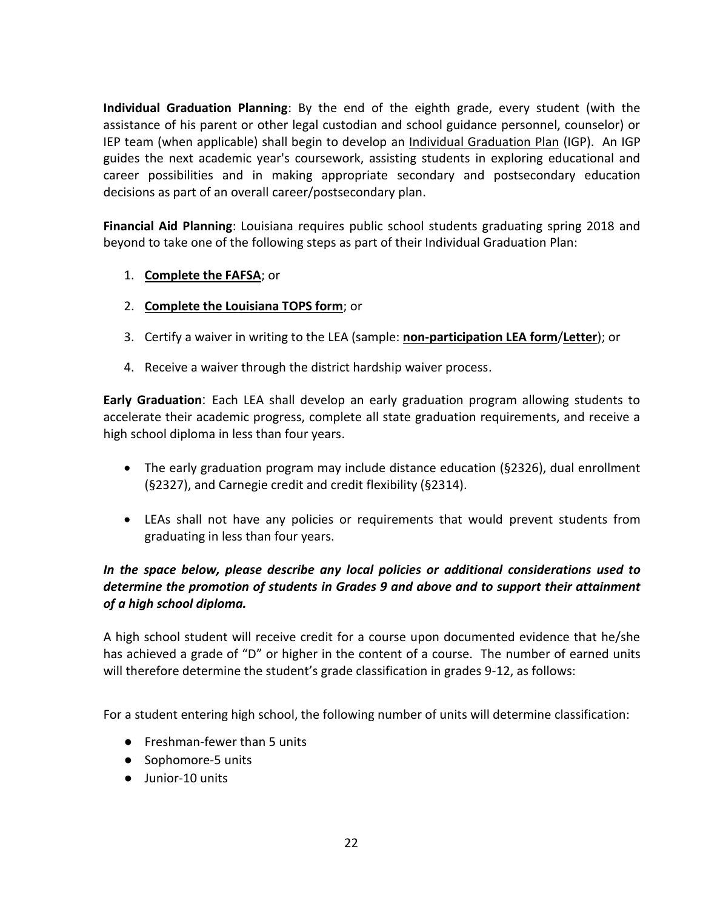**Individual Graduation Planning**: By the end of the eighth grade, every student (with the assistance of his parent or other legal custodian and school guidance personnel, counselor) or IEP team (when applicable) shall begin to develop an Individual Graduation Plan (IGP). An IGP guides the next academic year's coursework, assisting students in exploring educational and career possibilities and in making appropriate secondary and postsecondary education decisions as part of an overall career/postsecondary plan.

**Financial Aid Planning**: Louisiana requires public school students graduating spring 2018 and beyond to take one of the following steps as part of their Individual Graduation Plan:

1. **Complete the FAFSA**; or
2. **Complete the Louisiana TOPS form**; or
3. Certify a waiver in writing to the LEA (sample: **non-participation LEA form**/**Letter**); or
4. Receive a waiver through the district hardship waiver process.

**Early Graduation**: Each LEA shall develop an early graduation program allowing students to accelerate their academic progress, complete all state graduation requirements, and receive a high school diploma in less than four years.

- The early graduation program may include distance education (§2326), dual enrollment (§2327), and Carnegie credit and credit flexibility (§2314).
- LEAs shall not have any policies or requirements that would prevent students from graduating in less than four years.

***In the space below, please describe any local policies or additional considerations used to determine the promotion of students in Grades 9 and above and to support their attainment of a high school diploma.***

A high school student will receive credit for a course upon documented evidence that he/she has achieved a grade of "D" or higher in the content of a course. The number of earned units will therefore determine the student's grade classification in grades 9-12, as follows:

For a student entering high school, the following number of units will determine classification:

- Freshman-fewer than 5 units
- Sophomore-5 units
- Junior-10 units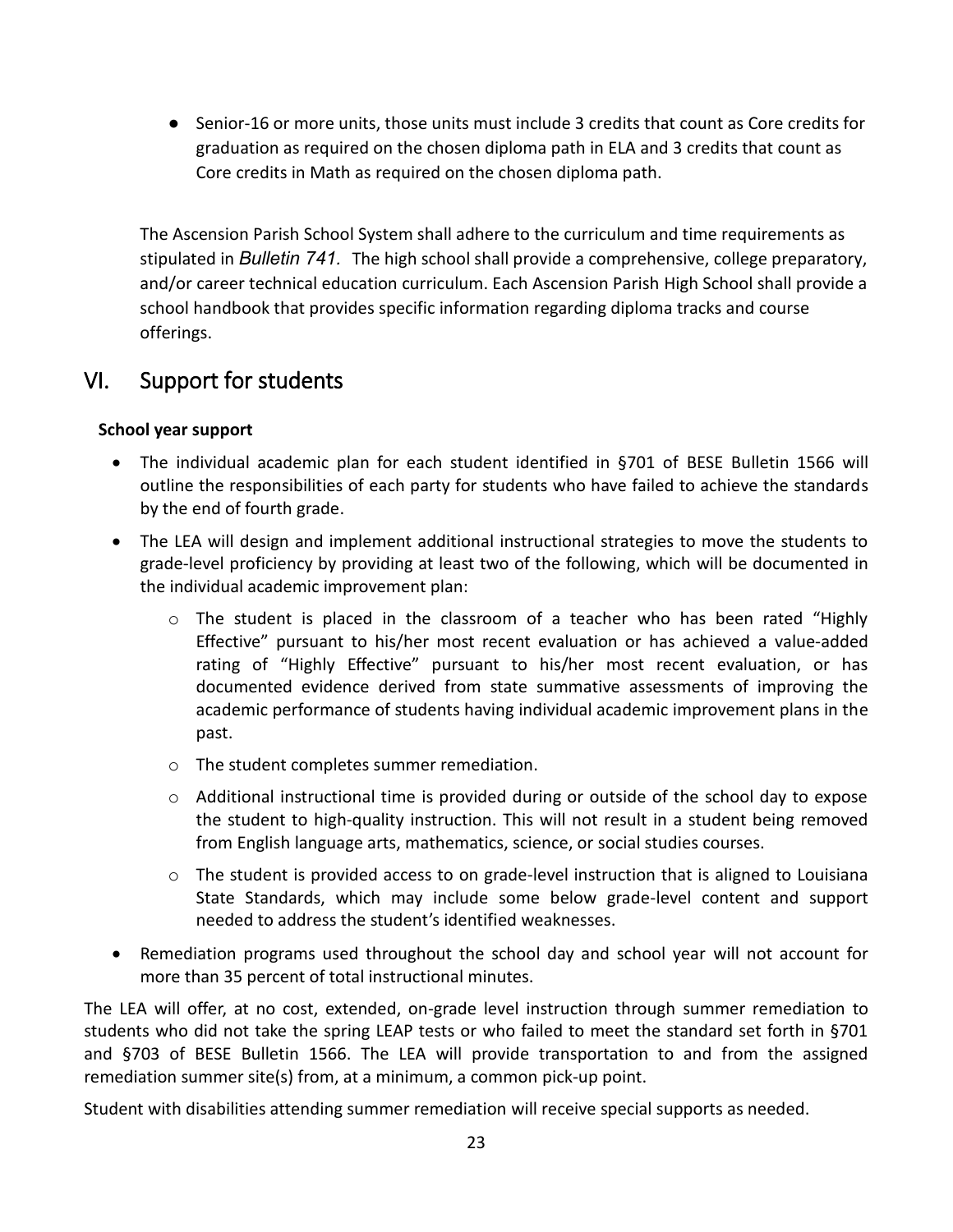- Senior-16 or more units, those units must include 3 credits that count as Core credits for graduation as required on the chosen diploma path in ELA and 3 credits that count as Core credits in Math as required on the chosen diploma path.

The Ascension Parish School System shall adhere to the curriculum and time requirements as stipulated in *Bulletin 741.* The high school shall provide a comprehensive, college preparatory, and/or career technical education curriculum. Each Ascension Parish High School shall provide a school handbook that provides specific information regarding diploma tracks and course offerings.

## VI. Support for students

**School year support**

- The individual academic plan for each student identified in §701 of BESE Bulletin 1566 will outline the responsibilities of each party for students who have failed to achieve the standards by the end of fourth grade.
- The LEA will design and implement additional instructional strategies to move the students to grade-level proficiency by providing at least two of the following, which will be documented in the individual academic improvement plan:
  - The student is placed in the classroom of a teacher who has been rated "Highly Effective" pursuant to his/her most recent evaluation or has achieved a value-added rating of "Highly Effective" pursuant to his/her most recent evaluation, or has documented evidence derived from state summative assessments of improving the academic performance of students having individual academic improvement plans in the past.
  - The student completes summer remediation.
  - Additional instructional time is provided during or outside of the school day to expose the student to high-quality instruction. This will not result in a student being removed from English language arts, mathematics, science, or social studies courses.
  - The student is provided access to on grade-level instruction that is aligned to Louisiana State Standards, which may include some below grade-level content and support needed to address the student's identified weaknesses.
- Remediation programs used throughout the school day and school year will not account for more than 35 percent of total instructional minutes.

The LEA will offer, at no cost, extended, on-grade level instruction through summer remediation to students who did not take the spring LEAP tests or who failed to meet the standard set forth in §701 and §703 of BESE Bulletin 1566. The LEA will provide transportation to and from the assigned remediation summer site(s) from, at a minimum, a common pick-up point.

Student with disabilities attending summer remediation will receive special supports as needed.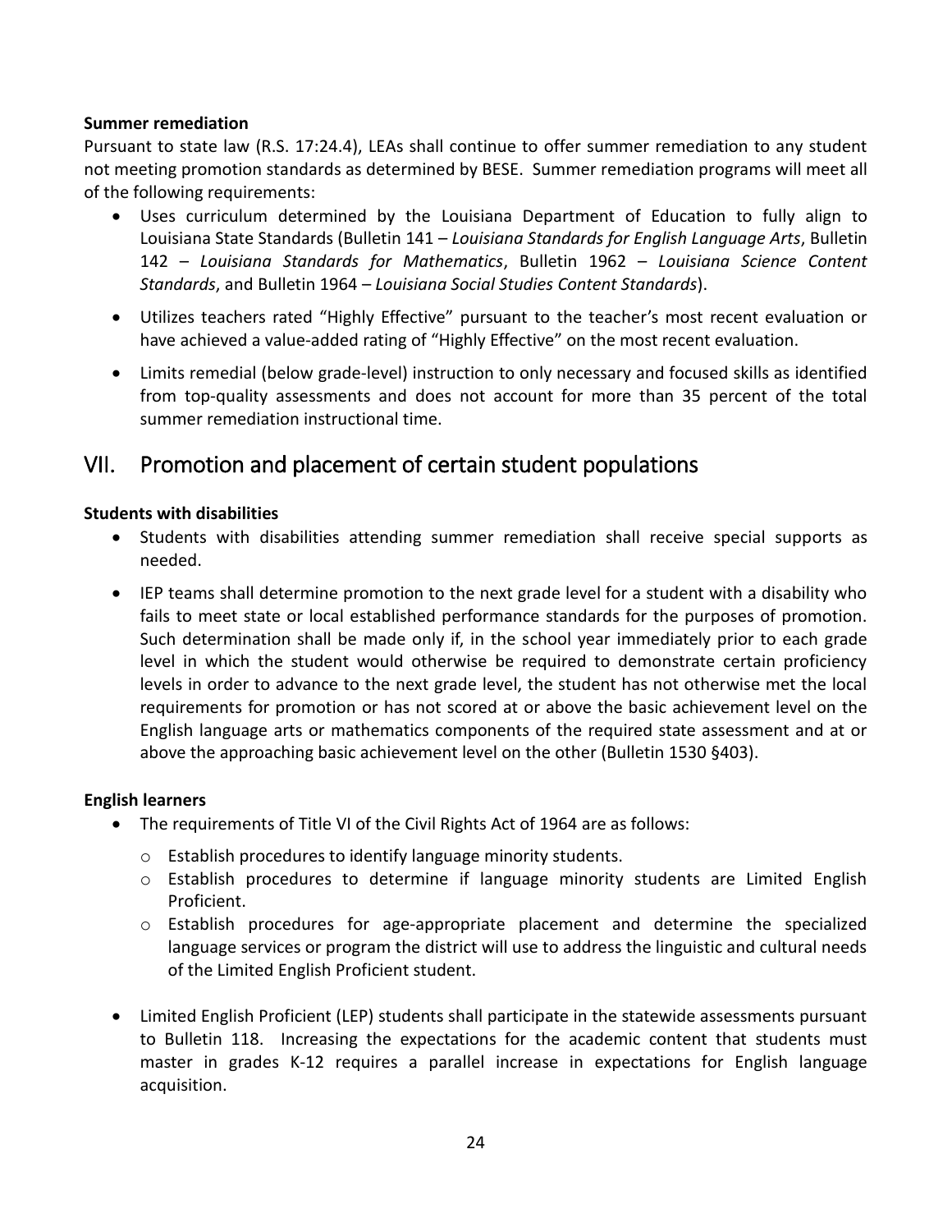**Summer remediation**

Pursuant to state law (R.S. 17:24.4), LEAs shall continue to offer summer remediation to any student not meeting promotion standards as determined by BESE. Summer remediation programs will meet all of the following requirements:

- Uses curriculum determined by the Louisiana Department of Education to fully align to Louisiana State Standards (Bulletin 141 – *Louisiana Standards for English Language Arts*, Bulletin 142 – *Louisiana Standards for Mathematics*, Bulletin 1962 – *Louisiana Science Content Standards*, and Bulletin 1964 – *Louisiana Social Studies Content Standards*).
- Utilizes teachers rated "Highly Effective" pursuant to the teacher's most recent evaluation or have achieved a value-added rating of "Highly Effective" on the most recent evaluation.
- Limits remedial (below grade-level) instruction to only necessary and focused skills as identified from top-quality assessments and does not account for more than 35 percent of the total summer remediation instructional time.

## VII. Promotion and placement of certain student populations

**Students with disabilities**

- Students with disabilities attending summer remediation shall receive special supports as needed.
- IEP teams shall determine promotion to the next grade level for a student with a disability who fails to meet state or local established performance standards for the purposes of promotion. Such determination shall be made only if, in the school year immediately prior to each grade level in which the student would otherwise be required to demonstrate certain proficiency levels in order to advance to the next grade level, the student has not otherwise met the local requirements for promotion or has not scored at or above the basic achievement level on the English language arts or mathematics components of the required state assessment and at or above the approaching basic achievement level on the other (Bulletin 1530 §403).

**English learners**

- The requirements of Title VI of the Civil Rights Act of 1964 are as follows:
  - Establish procedures to identify language minority students.
  - Establish procedures to determine if language minority students are Limited English Proficient.
  - Establish procedures for age-appropriate placement and determine the specialized language services or program the district will use to address the linguistic and cultural needs of the Limited English Proficient student.
- Limited English Proficient (LEP) students shall participate in the statewide assessments pursuant to Bulletin 118. Increasing the expectations for the academic content that students must master in grades K-12 requires a parallel increase in expectations for English language acquisition.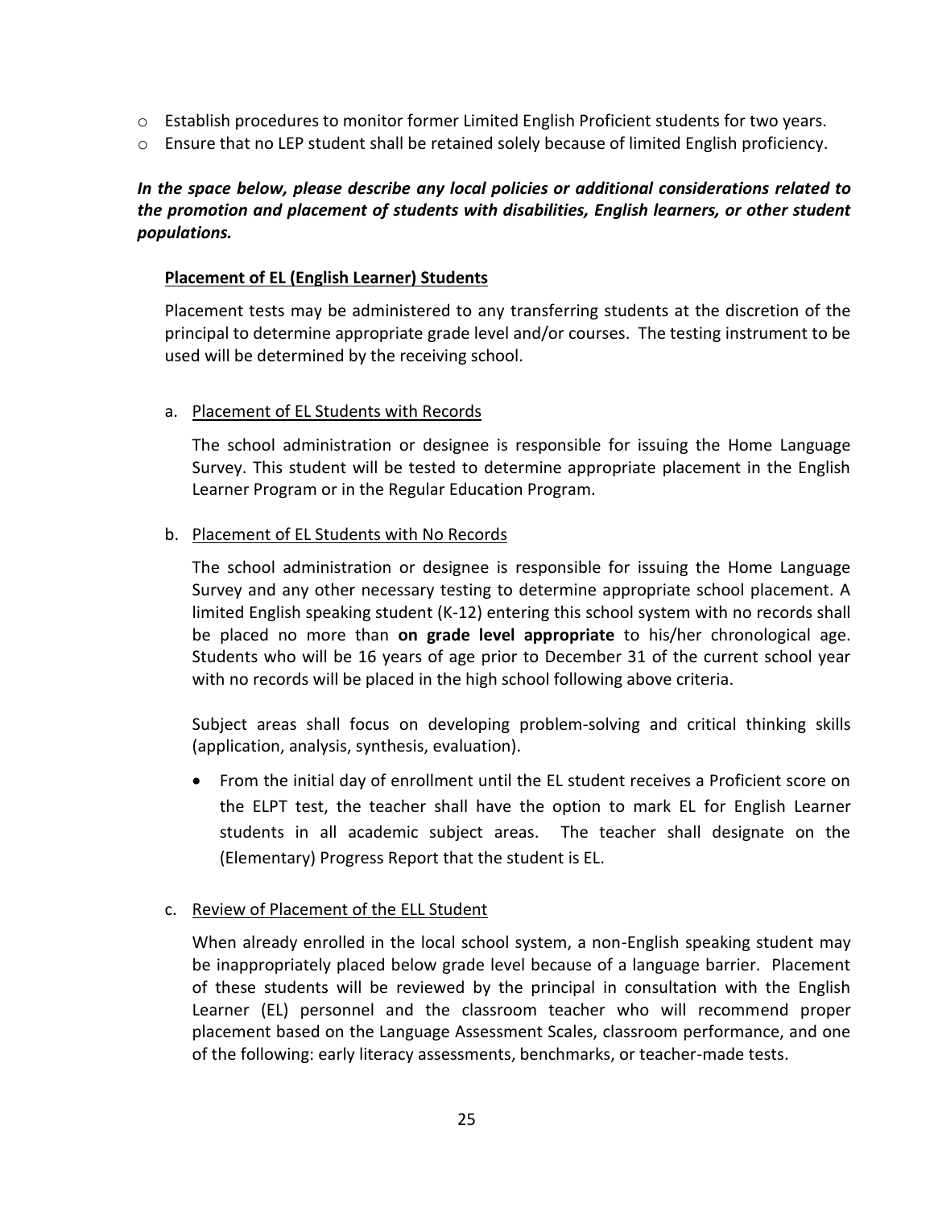- Establish procedures to monitor former Limited English Proficient students for two years.
- Ensure that no LEP student shall be retained solely because of limited English proficiency.

***In the space below, please describe any local policies or additional considerations related to the promotion and placement of students with disabilities, English learners, or other student populations.***

**Placement of EL (English Learner) Students**

Placement tests may be administered to any transferring students at the discretion of the principal to determine appropriate grade level and/or courses. The testing instrument to be used will be determined by the receiving school.

a. Placement of EL Students with Records

The school administration or designee is responsible for issuing the Home Language Survey. This student will be tested to determine appropriate placement in the English Learner Program or in the Regular Education Program.

b. Placement of EL Students with No Records

The school administration or designee is responsible for issuing the Home Language Survey and any other necessary testing to determine appropriate school placement. A limited English speaking student (K-12) entering this school system with no records shall be placed no more than **on grade level appropriate** to his/her chronological age. Students who will be 16 years of age prior to December 31 of the current school year with no records will be placed in the high school following above criteria.

Subject areas shall focus on developing problem-solving and critical thinking skills (application, analysis, synthesis, evaluation).

- From the initial day of enrollment until the EL student receives a Proficient score on the ELPT test, the teacher shall have the option to mark EL for English Learner students in all academic subject areas. The teacher shall designate on the (Elementary) Progress Report that the student is EL.

c. Review of Placement of the ELL Student

When already enrolled in the local school system, a non-English speaking student may be inappropriately placed below grade level because of a language barrier. Placement of these students will be reviewed by the principal in consultation with the English Learner (EL) personnel and the classroom teacher who will recommend proper placement based on the Language Assessment Scales, classroom performance, and one of the following: early literacy assessments, benchmarks, or teacher-made tests.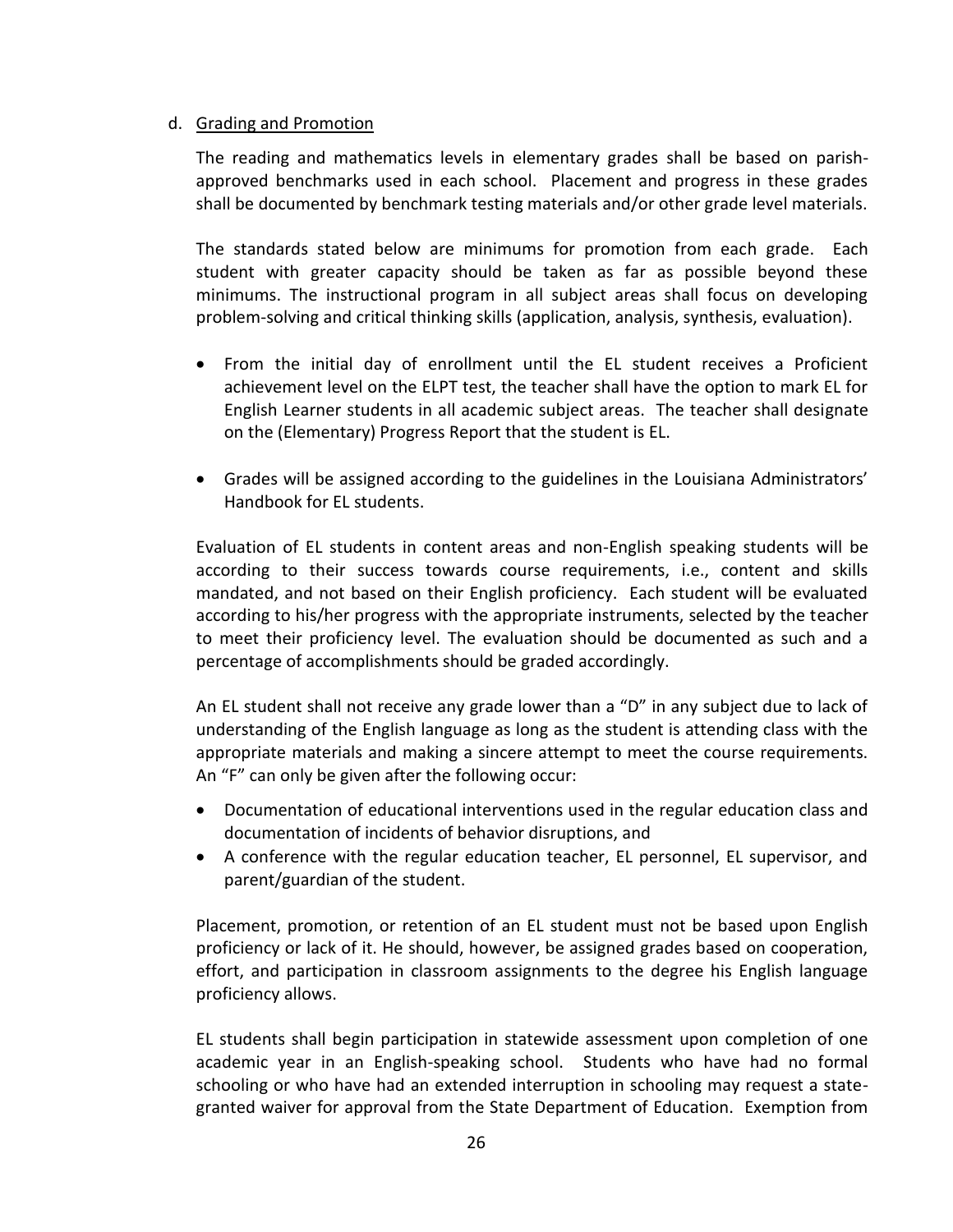d. Grading and Promotion

The reading and mathematics levels in elementary grades shall be based on parish-approved benchmarks used in each school. Placement and progress in these grades shall be documented by benchmark testing materials and/or other grade level materials.

The standards stated below are minimums for promotion from each grade. Each student with greater capacity should be taken as far as possible beyond these minimums. The instructional program in all subject areas shall focus on developing problem-solving and critical thinking skills (application, analysis, synthesis, evaluation).

- From the initial day of enrollment until the EL student receives a Proficient achievement level on the ELPT test, the teacher shall have the option to mark EL for English Learner students in all academic subject areas. The teacher shall designate on the (Elementary) Progress Report that the student is EL.

- Grades will be assigned according to the guidelines in the Louisiana Administrators' Handbook for EL students.

Evaluation of EL students in content areas and non-English speaking students will be according to their success towards course requirements, i.e., content and skills mandated, and not based on their English proficiency. Each student will be evaluated according to his/her progress with the appropriate instruments, selected by the teacher to meet their proficiency level. The evaluation should be documented as such and a percentage of accomplishments should be graded accordingly.

An EL student shall not receive any grade lower than a "D" in any subject due to lack of understanding of the English language as long as the student is attending class with the appropriate materials and making a sincere attempt to meet the course requirements. An "F" can only be given after the following occur:

- Documentation of educational interventions used in the regular education class and documentation of incidents of behavior disruptions, and
- A conference with the regular education teacher, EL personnel, EL supervisor, and parent/guardian of the student.

Placement, promotion, or retention of an EL student must not be based upon English proficiency or lack of it. He should, however, be assigned grades based on cooperation, effort, and participation in classroom assignments to the degree his English language proficiency allows.

EL students shall begin participation in statewide assessment upon completion of one academic year in an English-speaking school. Students who have had no formal schooling or who have had an extended interruption in schooling may request a state-granted waiver for approval from the State Department of Education. Exemption from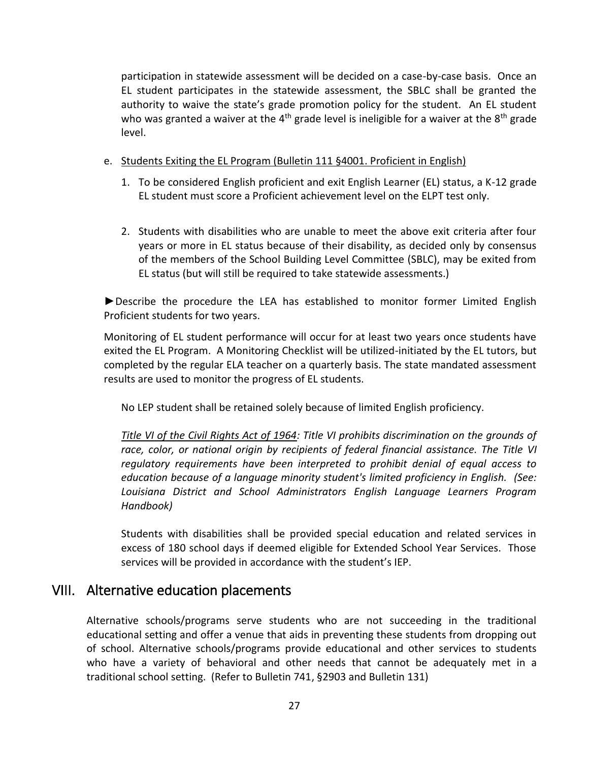participation in statewide assessment will be decided on a case-by-case basis. Once an EL student participates in the statewide assessment, the SBLC shall be granted the authority to waive the state's grade promotion policy for the student. An EL student who was granted a waiver at the 4th grade level is ineligible for a waiver at the 8th grade level.

e. Students Exiting the EL Program (Bulletin 111 §4001. Proficient in English)

1. To be considered English proficient and exit English Learner (EL) status, a K-12 grade EL student must score a Proficient achievement level on the ELPT test only.

2. Students with disabilities who are unable to meet the above exit criteria after four years or more in EL status because of their disability, as decided only by consensus of the members of the School Building Level Committee (SBLC), may be exited from EL status (but will still be required to take statewide assessments.)

►Describe the procedure the LEA has established to monitor former Limited English Proficient students for two years.

Monitoring of EL student performance will occur for at least two years once students have exited the EL Program. A Monitoring Checklist will be utilized-initiated by the EL tutors, but completed by the regular ELA teacher on a quarterly basis. The state mandated assessment results are used to monitor the progress of EL students.

No LEP student shall be retained solely because of limited English proficiency.

*Title VI of the Civil Rights Act of 1964: Title VI prohibits discrimination on the grounds of race, color, or national origin by recipients of federal financial assistance. The Title VI regulatory requirements have been interpreted to prohibit denial of equal access to education because of a language minority student's limited proficiency in English. (See: Louisiana District and School Administrators English Language Learners Program Handbook)*

Students with disabilities shall be provided special education and related services in excess of 180 school days if deemed eligible for Extended School Year Services. Those services will be provided in accordance with the student's IEP.

## VIII. Alternative education placements

Alternative schools/programs serve students who are not succeeding in the traditional educational setting and offer a venue that aids in preventing these students from dropping out of school. Alternative schools/programs provide educational and other services to students who have a variety of behavioral and other needs that cannot be adequately met in a traditional school setting. (Refer to Bulletin 741, §2903 and Bulletin 131)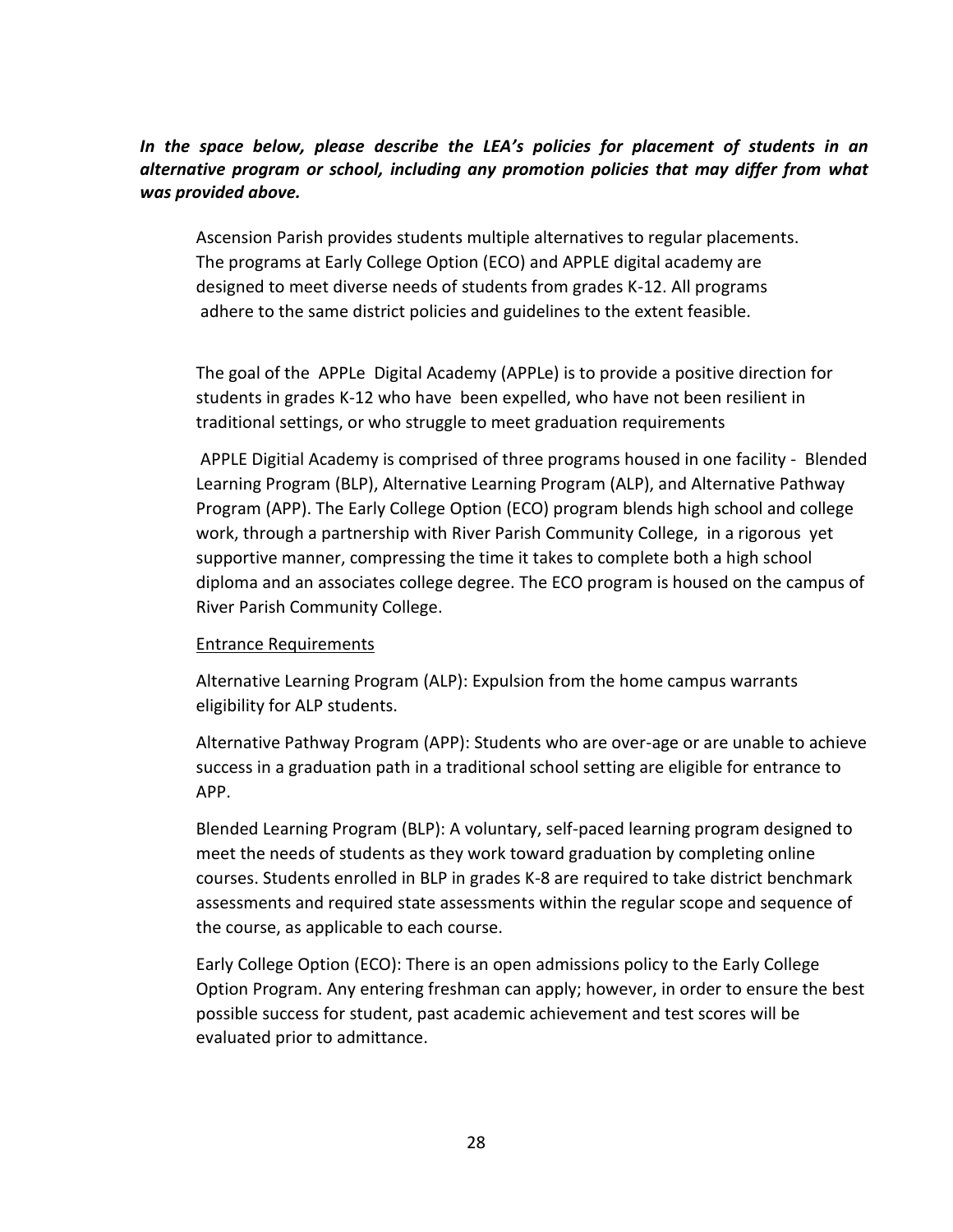***In the space below, please describe the LEA's policies for placement of students in an alternative program or school, including any promotion policies that may differ from what was provided above.***

Ascension Parish provides students multiple alternatives to regular placements. The programs at Early College Option (ECO) and APPLE digital academy are designed to meet diverse needs of students from grades K-12. All programs adhere to the same district policies and guidelines to the extent feasible.

The goal of the APPLe Digital Academy (APPLe) is to provide a positive direction for students in grades K-12 who have been expelled, who have not been resilient in traditional settings, or who struggle to meet graduation requirements

APPLE Digitial Academy is comprised of three programs housed in one facility - Blended Learning Program (BLP), Alternative Learning Program (ALP), and Alternative Pathway Program (APP). The Early College Option (ECO) program blends high school and college work, through a partnership with River Parish Community College, in a rigorous yet supportive manner, compressing the time it takes to complete both a high school diploma and an associates college degree. The ECO program is housed on the campus of River Parish Community College.

<u>Entrance Requirements</u>

Alternative Learning Program (ALP): Expulsion from the home campus warrants eligibility for ALP students.

Alternative Pathway Program (APP): Students who are over-age or are unable to achieve success in a graduation path in a traditional school setting are eligible for entrance to APP.

Blended Learning Program (BLP): A voluntary, self-paced learning program designed to meet the needs of students as they work toward graduation by completing online courses. Students enrolled in BLP in grades K-8 are required to take district benchmark assessments and required state assessments within the regular scope and sequence of the course, as applicable to each course.

Early College Option (ECO): There is an open admissions policy to the Early College Option Program. Any entering freshman can apply; however, in order to ensure the best possible success for student, past academic achievement and test scores will be evaluated prior to admittance.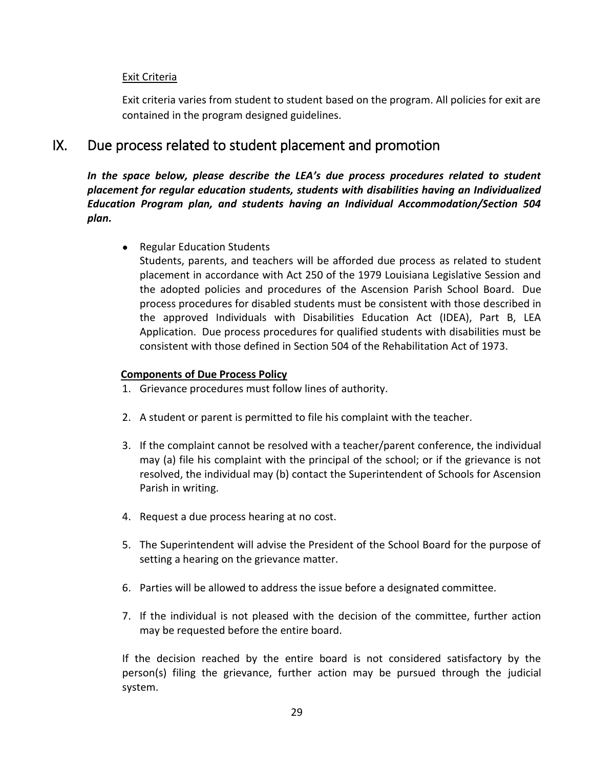Exit Criteria

Exit criteria varies from student to student based on the program. All policies for exit are contained in the program designed guidelines.

## IX. Due process related to student placement and promotion

***In the space below, please describe the LEA's due process procedures related to student placement for regular education students, students with disabilities having an Individualized Education Program plan, and students having an Individual Accommodation/Section 504 plan.***

- Regular Education Students
  Students, parents, and teachers will be afforded due process as related to student placement in accordance with Act 250 of the 1979 Louisiana Legislative Session and the adopted policies and procedures of the Ascension Parish School Board. Due process procedures for disabled students must be consistent with those described in the approved Individuals with Disabilities Education Act (IDEA), Part B, LEA Application. Due process procedures for qualified students with disabilities must be consistent with those defined in Section 504 of the Rehabilitation Act of 1973.

**Components of Due Process Policy**

1. Grievance procedures must follow lines of authority.
2. A student or parent is permitted to file his complaint with the teacher.
3. If the complaint cannot be resolved with a teacher/parent conference, the individual may (a) file his complaint with the principal of the school; or if the grievance is not resolved, the individual may (b) contact the Superintendent of Schools for Ascension Parish in writing.
4. Request a due process hearing at no cost.
5. The Superintendent will advise the President of the School Board for the purpose of setting a hearing on the grievance matter.
6. Parties will be allowed to address the issue before a designated committee.
7. If the individual is not pleased with the decision of the committee, further action may be requested before the entire board.

If the decision reached by the entire board is not considered satisfactory by the person(s) filing the grievance, further action may be pursued through the judicial system.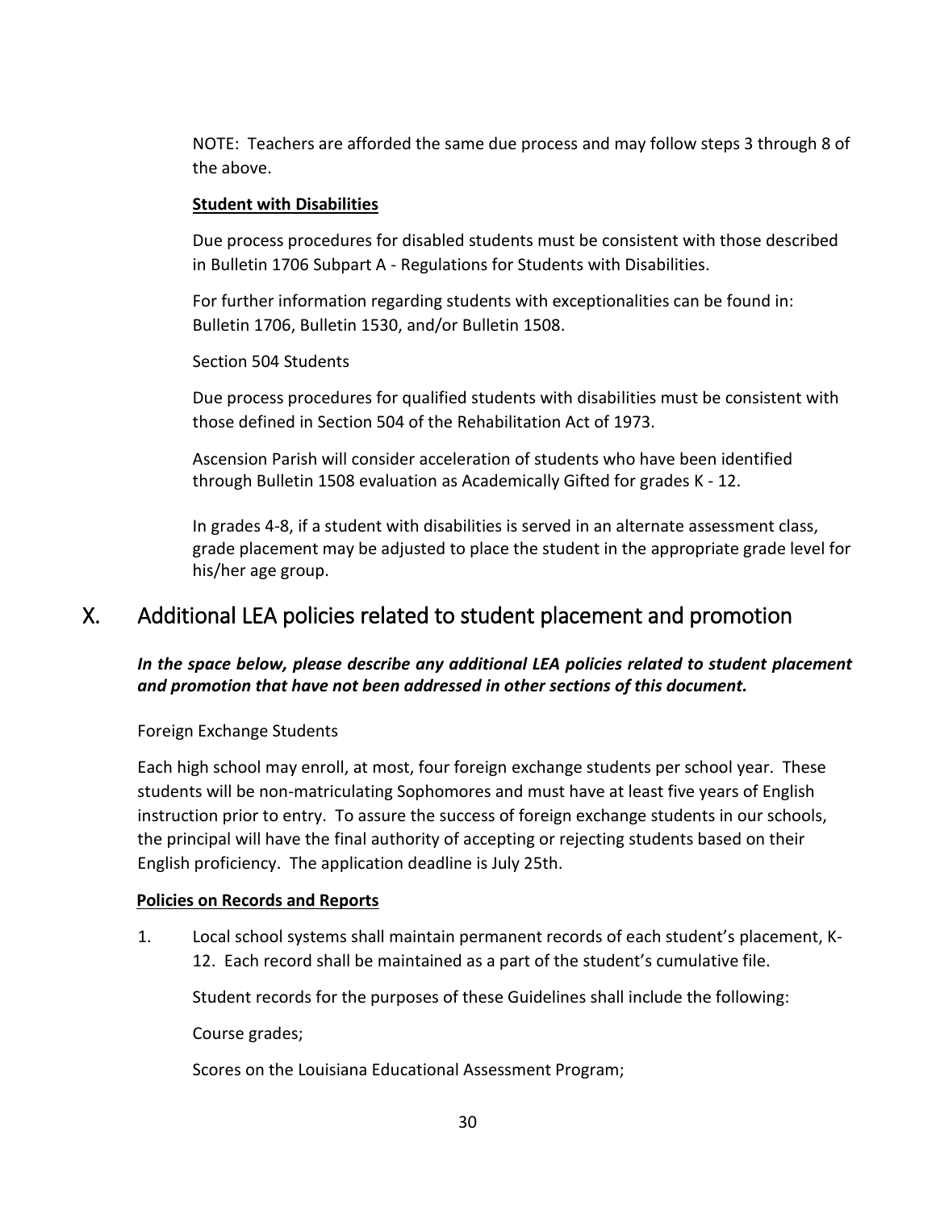NOTE: Teachers are afforded the same due process and may follow steps 3 through 8 of the above.

**Student with Disabilities**

Due process procedures for disabled students must be consistent with those described in Bulletin 1706 Subpart A - Regulations for Students with Disabilities.

For further information regarding students with exceptionalities can be found in: Bulletin 1706, Bulletin 1530, and/or Bulletin 1508.

Section 504 Students

Due process procedures for qualified students with disabilities must be consistent with those defined in Section 504 of the Rehabilitation Act of 1973.

Ascension Parish will consider acceleration of students who have been identified through Bulletin 1508 evaluation as Academically Gifted for grades K - 12.

In grades 4-8, if a student with disabilities is served in an alternate assessment class, grade placement may be adjusted to place the student in the appropriate grade level for his/her age group.

# X. Additional LEA policies related to student placement and promotion

***In the space below, please describe any additional LEA policies related to student placement and promotion that have not been addressed in other sections of this document.***

Foreign Exchange Students

Each high school may enroll, at most, four foreign exchange students per school year. These students will be non-matriculating Sophomores and must have at least five years of English instruction prior to entry. To assure the success of foreign exchange students in our schools, the principal will have the final authority of accepting or rejecting students based on their English proficiency. The application deadline is July 25th.

**Policies on Records and Reports**

1. Local school systems shall maintain permanent records of each student's placement, K-12. Each record shall be maintained as a part of the student's cumulative file.

   Student records for the purposes of these Guidelines shall include the following:

   Course grades;

   Scores on the Louisiana Educational Assessment Program;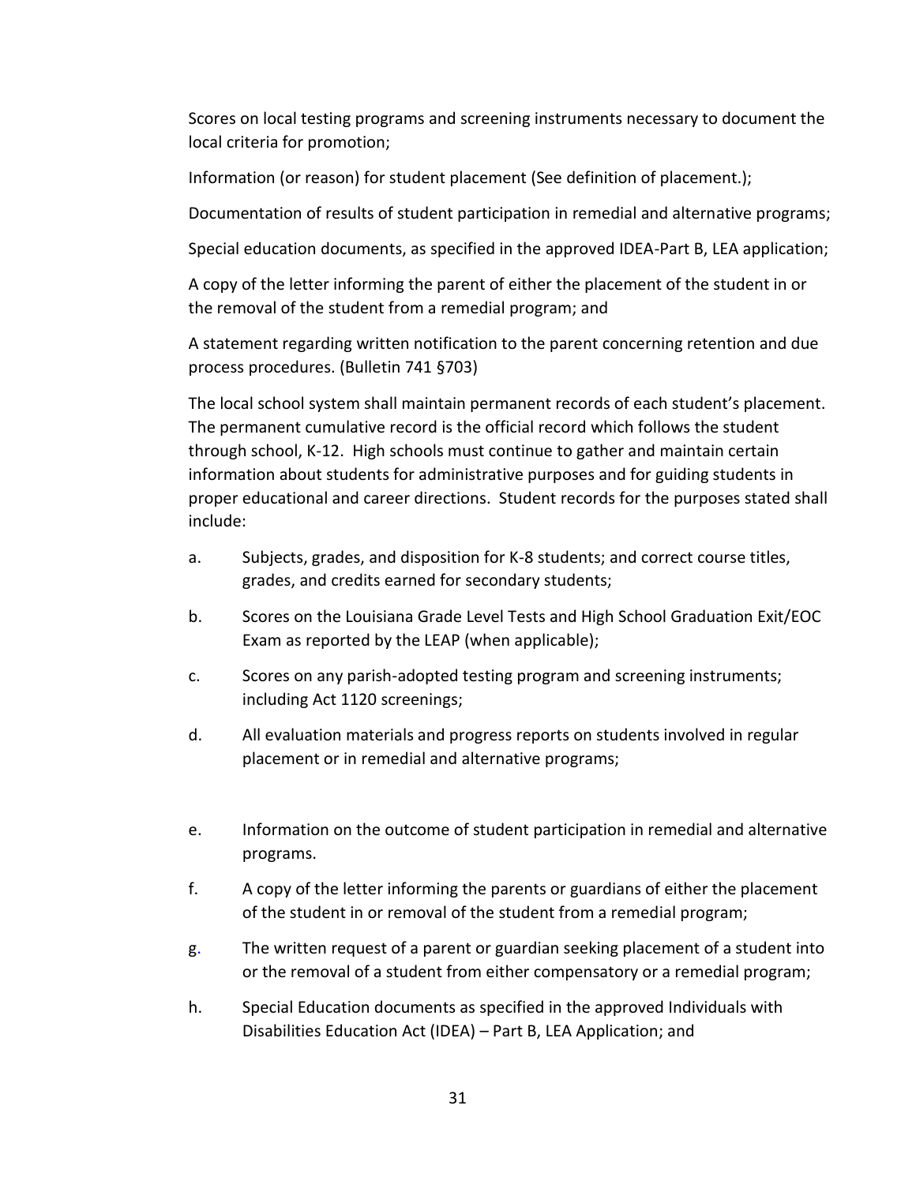Scores on local testing programs and screening instruments necessary to document the local criteria for promotion;

Information (or reason) for student placement (See definition of placement.);

Documentation of results of student participation in remedial and alternative programs;

Special education documents, as specified in the approved IDEA-Part B, LEA application;

A copy of the letter informing the parent of either the placement of the student in or the removal of the student from a remedial program; and

A statement regarding written notification to the parent concerning retention and due process procedures. (Bulletin 741 §703)

The local school system shall maintain permanent records of each student's placement. The permanent cumulative record is the official record which follows the student through school, K-12. High schools must continue to gather and maintain certain information about students for administrative purposes and for guiding students in proper educational and career directions. Student records for the purposes stated shall include:

a. Subjects, grades, and disposition for K-8 students; and correct course titles, grades, and credits earned for secondary students;

b. Scores on the Louisiana Grade Level Tests and High School Graduation Exit/EOC Exam as reported by the LEAP (when applicable);

c. Scores on any parish-adopted testing program and screening instruments; including Act 1120 screenings;

d. All evaluation materials and progress reports on students involved in regular placement or in remedial and alternative programs;

e. Information on the outcome of student participation in remedial and alternative programs.

f. A copy of the letter informing the parents or guardians of either the placement of the student in or removal of the student from a remedial program;

g. The written request of a parent or guardian seeking placement of a student into or the removal of a student from either compensatory or a remedial program;

h. Special Education documents as specified in the approved Individuals with Disabilities Education Act (IDEA) – Part B, LEA Application; and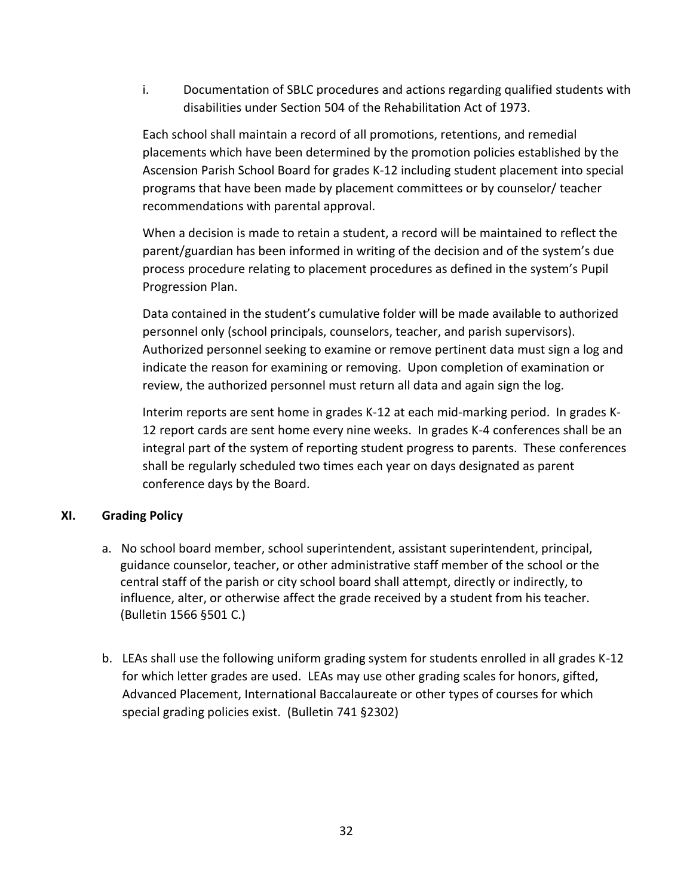i. Documentation of SBLC procedures and actions regarding qualified students with disabilities under Section 504 of the Rehabilitation Act of 1973.

Each school shall maintain a record of all promotions, retentions, and remedial placements which have been determined by the promotion policies established by the Ascension Parish School Board for grades K-12 including student placement into special programs that have been made by placement committees or by counselor/ teacher recommendations with parental approval.

When a decision is made to retain a student, a record will be maintained to reflect the parent/guardian has been informed in writing of the decision and of the system's due process procedure relating to placement procedures as defined in the system's Pupil Progression Plan.

Data contained in the student's cumulative folder will be made available to authorized personnel only (school principals, counselors, teacher, and parish supervisors). Authorized personnel seeking to examine or remove pertinent data must sign a log and indicate the reason for examining or removing. Upon completion of examination or review, the authorized personnel must return all data and again sign the log.

Interim reports are sent home in grades K-12 at each mid-marking period. In grades K-12 report cards are sent home every nine weeks. In grades K-4 conferences shall be an integral part of the system of reporting student progress to parents. These conferences shall be regularly scheduled two times each year on days designated as parent conference days by the Board.

## XI. Grading Policy

a. No school board member, school superintendent, assistant superintendent, principal, guidance counselor, teacher, or other administrative staff member of the school or the central staff of the parish or city school board shall attempt, directly or indirectly, to influence, alter, or otherwise affect the grade received by a student from his teacher. (Bulletin 1566 §501 C.)

b. LEAs shall use the following uniform grading system for students enrolled in all grades K-12 for which letter grades are used. LEAs may use other grading scales for honors, gifted, Advanced Placement, International Baccalaureate or other types of courses for which special grading policies exist. (Bulletin 741 §2302)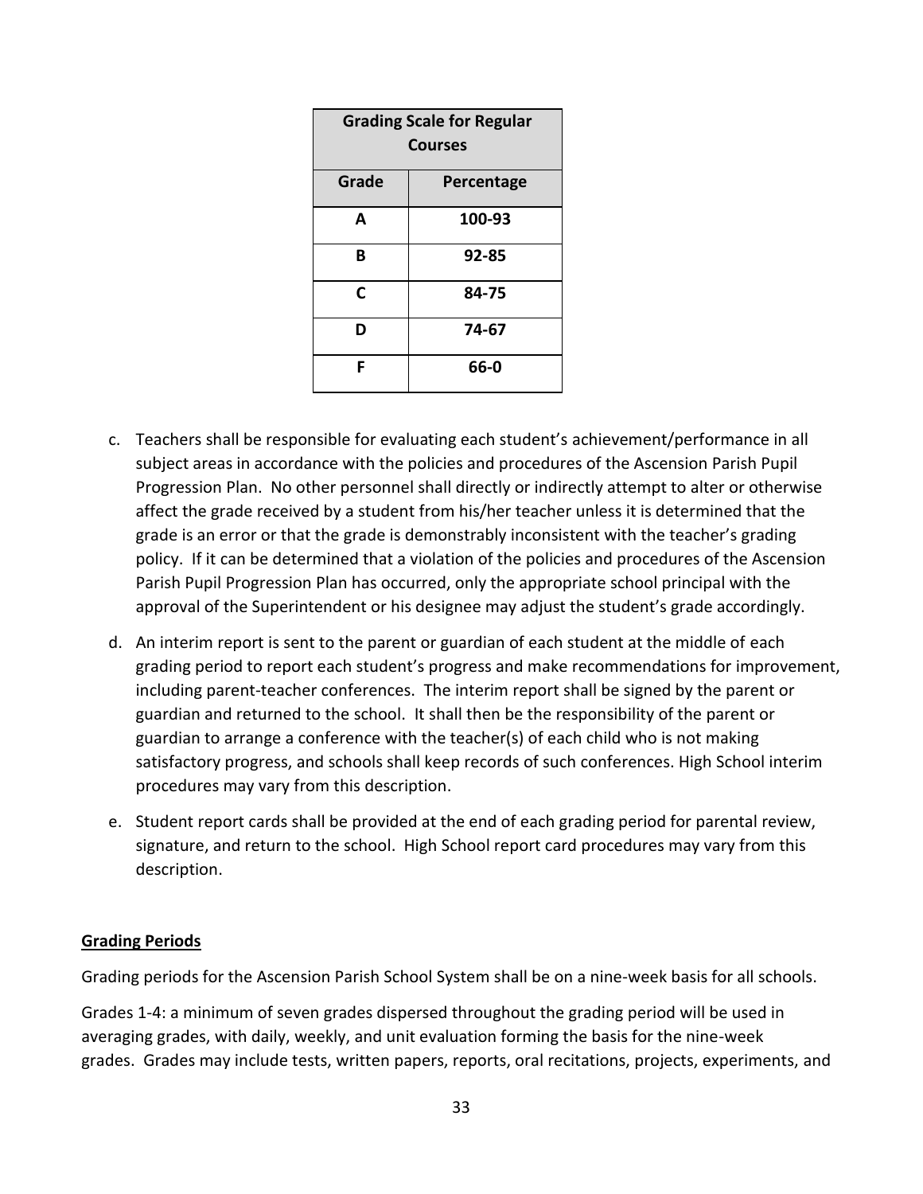| Grading Scale for Regular Courses | |
|---|---|
| **Grade** | **Percentage** |
| **A** | **100-93** |
| **B** | **92-85** |
| **C** | **84-75** |
| **D** | **74-67** |
| **F** | **66-0** |

c. Teachers shall be responsible for evaluating each student's achievement/performance in all subject areas in accordance with the policies and procedures of the Ascension Parish Pupil Progression Plan. No other personnel shall directly or indirectly attempt to alter or otherwise affect the grade received by a student from his/her teacher unless it is determined that the grade is an error or that the grade is demonstrably inconsistent with the teacher's grading policy. If it can be determined that a violation of the policies and procedures of the Ascension Parish Pupil Progression Plan has occurred, only the appropriate school principal with the approval of the Superintendent or his designee may adjust the student's grade accordingly.

d. An interim report is sent to the parent or guardian of each student at the middle of each grading period to report each student's progress and make recommendations for improvement, including parent-teacher conferences. The interim report shall be signed by the parent or guardian and returned to the school. It shall then be the responsibility of the parent or guardian to arrange a conference with the teacher(s) of each child who is not making satisfactory progress, and schools shall keep records of such conferences. High School interim procedures may vary from this description.

e. Student report cards shall be provided at the end of each grading period for parental review, signature, and return to the school. High School report card procedures may vary from this description.

**Grading Periods**

Grading periods for the Ascension Parish School System shall be on a nine-week basis for all schools.

Grades 1-4: a minimum of seven grades dispersed throughout the grading period will be used in averaging grades, with daily, weekly, and unit evaluation forming the basis for the nine-week grades. Grades may include tests, written papers, reports, oral recitations, projects, experiments, and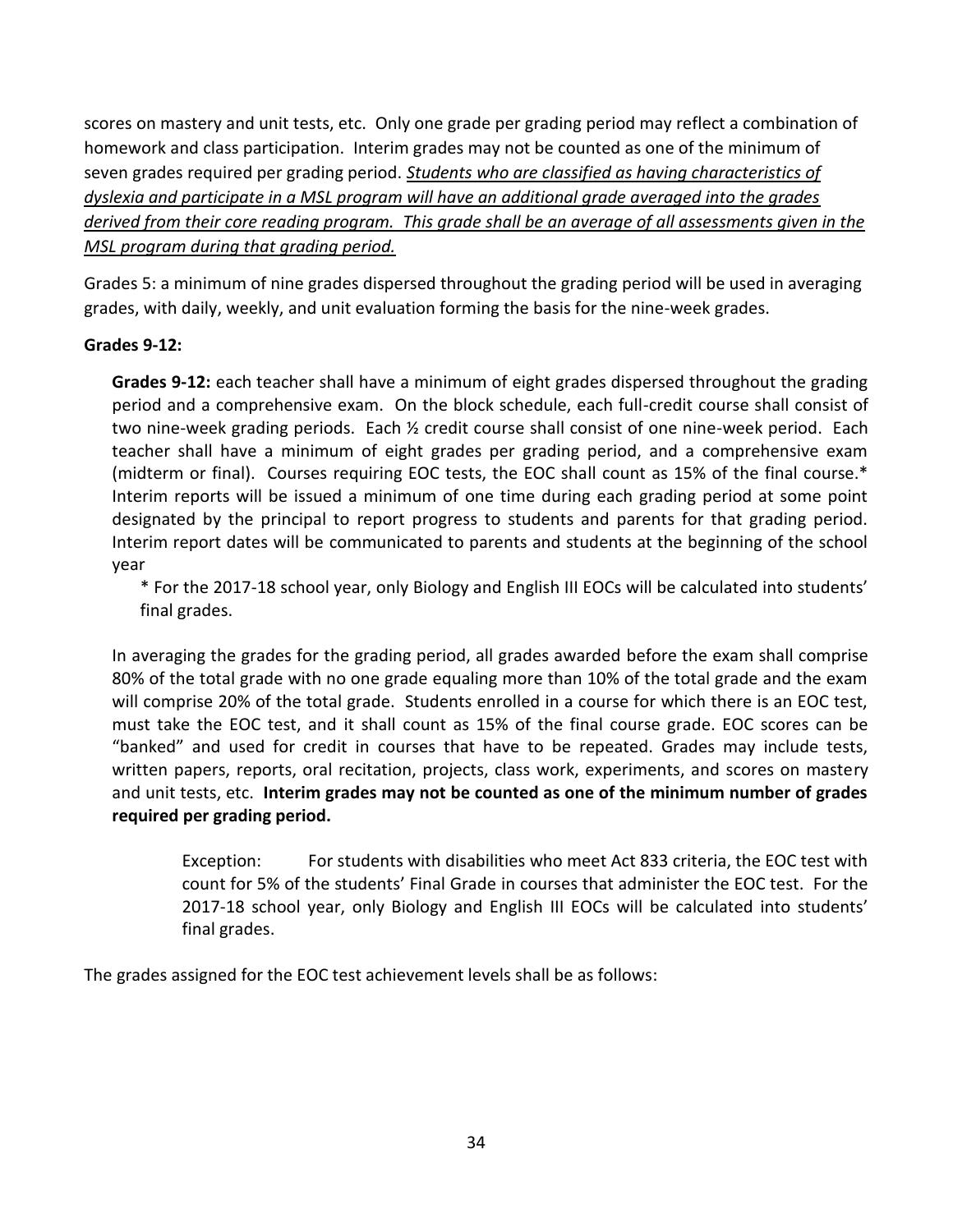scores on mastery and unit tests, etc. Only one grade per grading period may reflect a combination of homework and class participation. Interim grades may not be counted as one of the minimum of seven grades required per grading period. <u>*Students who are classified as having characteristics of dyslexia and participate in a MSL program will have an additional grade averaged into the grades derived from their core reading program. This grade shall be an average of all assessments given in the MSL program during that grading period.*</u>

Grades 5: a minimum of nine grades dispersed throughout the grading period will be used in averaging grades, with daily, weekly, and unit evaluation forming the basis for the nine-week grades.

**Grades 9-12:**

**Grades 9-12:** each teacher shall have a minimum of eight grades dispersed throughout the grading period and a comprehensive exam. On the block schedule, each full-credit course shall consist of two nine-week grading periods. Each ½ credit course shall consist of one nine-week period. Each teacher shall have a minimum of eight grades per grading period, and a comprehensive exam (midterm or final). Courses requiring EOC tests, the EOC shall count as 15% of the final course.* Interim reports will be issued a minimum of one time during each grading period at some point designated by the principal to report progress to students and parents for that grading period. Interim report dates will be communicated to parents and students at the beginning of the school year

\* For the 2017-18 school year, only Biology and English III EOCs will be calculated into students' final grades.

In averaging the grades for the grading period, all grades awarded before the exam shall comprise 80% of the total grade with no one grade equaling more than 10% of the total grade and the exam will comprise 20% of the total grade. Students enrolled in a course for which there is an EOC test, must take the EOC test, and it shall count as 15% of the final course grade. EOC scores can be "banked" and used for credit in courses that have to be repeated. Grades may include tests, written papers, reports, oral recitation, projects, class work, experiments, and scores on mastery and unit tests, etc. **Interim grades may not be counted as one of the minimum number of grades required per grading period.**

Exception: For students with disabilities who meet Act 833 criteria, the EOC test with count for 5% of the students' Final Grade in courses that administer the EOC test. For the 2017-18 school year, only Biology and English III EOCs will be calculated into students' final grades.

The grades assigned for the EOC test achievement levels shall be as follows: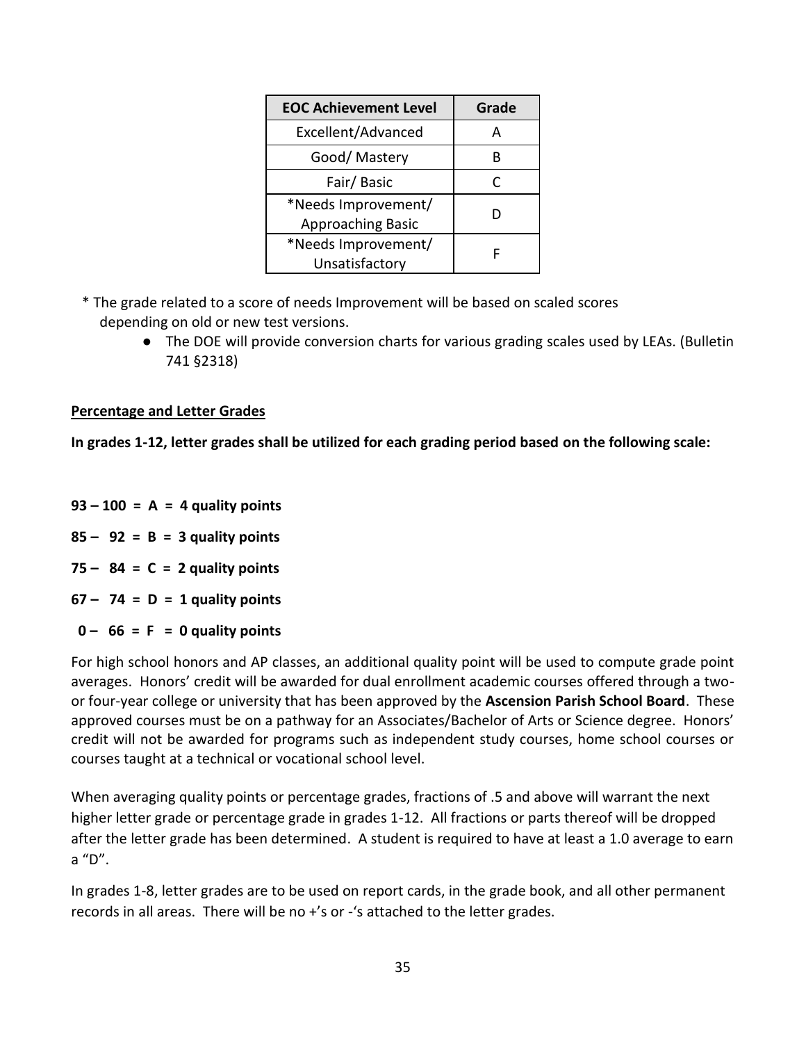| EOC Achievement Level | Grade |
|---|---|
| Excellent/Advanced | A |
| Good/ Mastery | B |
| Fair/ Basic | C |
| *Needs Improvement/ Approaching Basic | D |
| *Needs Improvement/ Unsatisfactory | F |

* The grade related to a score of needs Improvement will be based on scaled scores depending on old or new test versions.

- The DOE will provide conversion charts for various grading scales used by LEAs. (Bulletin 741 §2318)

<u>**Percentage and Letter Grades**</u>

**In grades 1-12, letter grades shall be utilized for each grading period based on the following scale:**

**93 – 100 = A = 4 quality points**

**85 – 92 = B = 3 quality points**

**75 – 84 = C = 2 quality points**

**67 – 74 = D = 1 quality points**

**0 – 66 = F = 0 quality points**

For high school honors and AP classes, an additional quality point will be used to compute grade point averages. Honors' credit will be awarded for dual enrollment academic courses offered through a two- or four-year college or university that has been approved by the **Ascension Parish School Board**. These approved courses must be on a pathway for an Associates/Bachelor of Arts or Science degree. Honors' credit will not be awarded for programs such as independent study courses, home school courses or courses taught at a technical or vocational school level.

When averaging quality points or percentage grades, fractions of .5 and above will warrant the next higher letter grade or percentage grade in grades 1-12. All fractions or parts thereof will be dropped after the letter grade has been determined. A student is required to have at least a 1.0 average to earn a "D".

In grades 1-8, letter grades are to be used on report cards, in the grade book, and all other permanent records in all areas. There will be no +'s or -'s attached to the letter grades.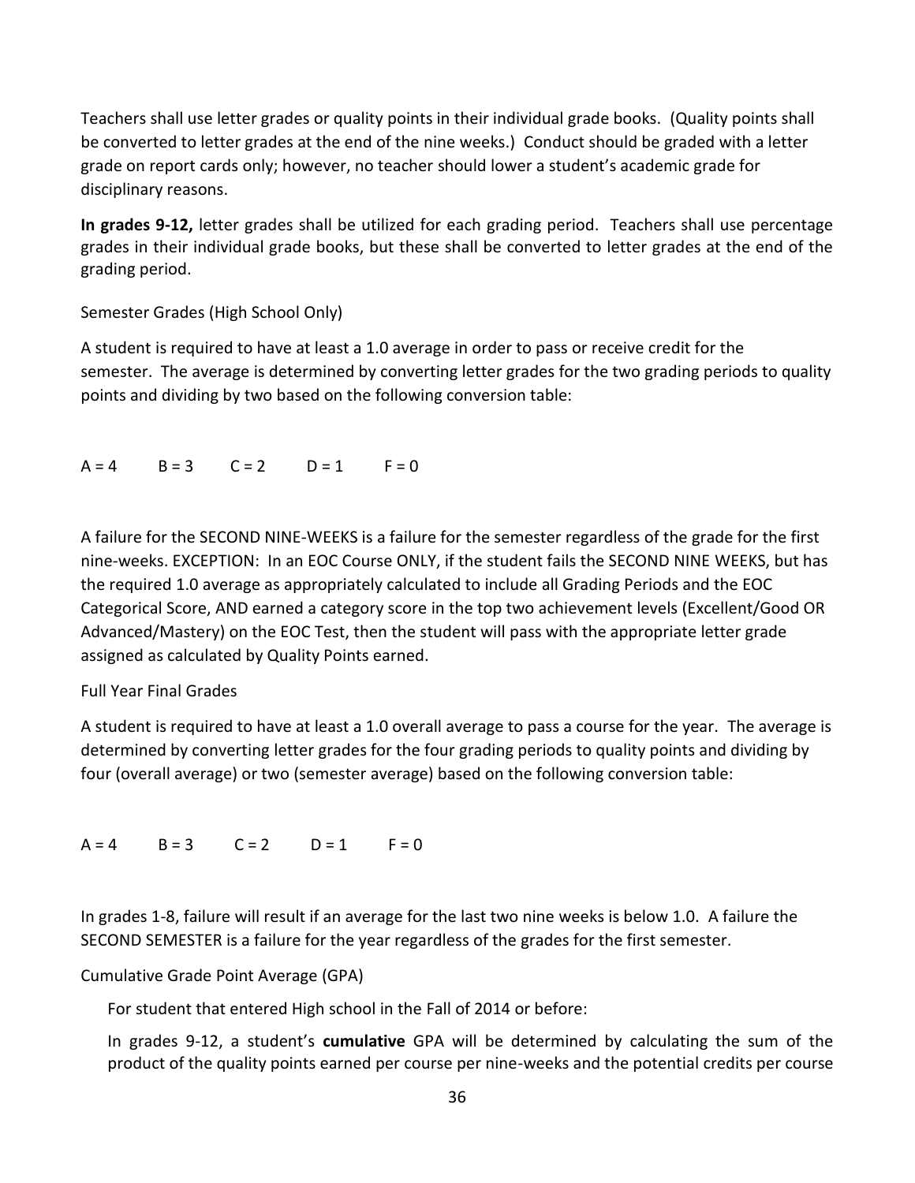Teachers shall use letter grades or quality points in their individual grade books. (Quality points shall be converted to letter grades at the end of the nine weeks.) Conduct should be graded with a letter grade on report cards only; however, no teacher should lower a student's academic grade for disciplinary reasons.

**In grades 9-12,** letter grades shall be utilized for each grading period. Teachers shall use percentage grades in their individual grade books, but these shall be converted to letter grades at the end of the grading period.

Semester Grades (High School Only)

A student is required to have at least a 1.0 average in order to pass or receive credit for the semester. The average is determined by converting letter grades for the two grading periods to quality points and dividing by two based on the following conversion table:

A = 4 B = 3 C = 2 D = 1 F = 0

A failure for the SECOND NINE-WEEKS is a failure for the semester regardless of the grade for the first nine-weeks. EXCEPTION: In an EOC Course ONLY, if the student fails the SECOND NINE WEEKS, but has the required 1.0 average as appropriately calculated to include all Grading Periods and the EOC Categorical Score, AND earned a category score in the top two achievement levels (Excellent/Good OR Advanced/Mastery) on the EOC Test, then the student will pass with the appropriate letter grade assigned as calculated by Quality Points earned.

Full Year Final Grades

A student is required to have at least a 1.0 overall average to pass a course for the year. The average is determined by converting letter grades for the four grading periods to quality points and dividing by four (overall average) or two (semester average) based on the following conversion table:

A = 4 B = 3 C = 2 D = 1 F = 0

In grades 1-8, failure will result if an average for the last two nine weeks is below 1.0. A failure the SECOND SEMESTER is a failure for the year regardless of the grades for the first semester.

Cumulative Grade Point Average (GPA)

For student that entered High school in the Fall of 2014 or before:

In grades 9-12, a student's **cumulative** GPA will be determined by calculating the sum of the product of the quality points earned per course per nine-weeks and the potential credits per course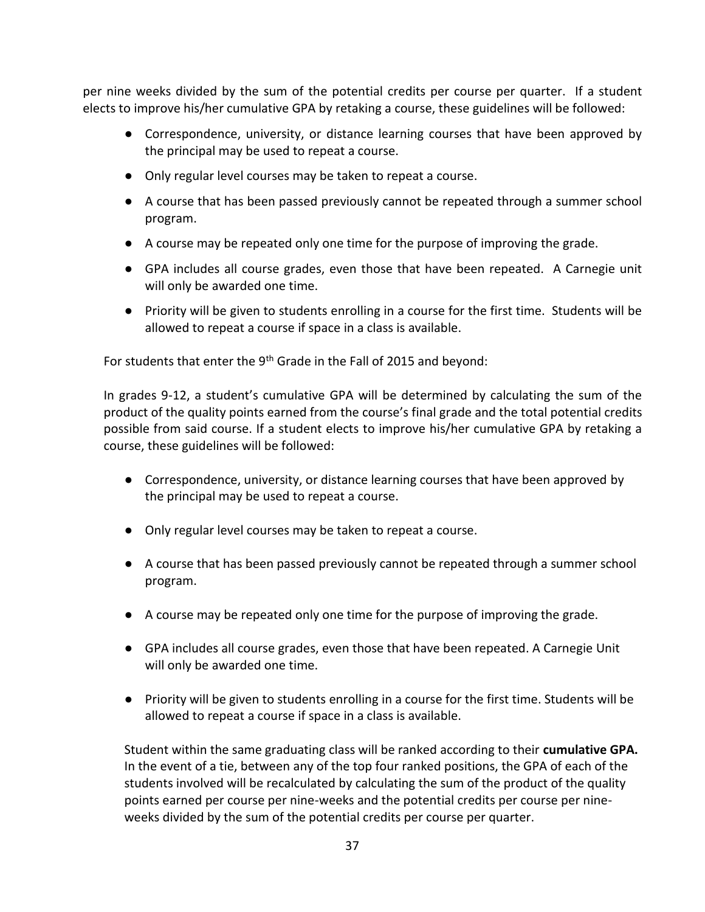per nine weeks divided by the sum of the potential credits per course per quarter. If a student elects to improve his/her cumulative GPA by retaking a course, these guidelines will be followed:

- Correspondence, university, or distance learning courses that have been approved by the principal may be used to repeat a course.
- Only regular level courses may be taken to repeat a course.
- A course that has been passed previously cannot be repeated through a summer school program.
- A course may be repeated only one time for the purpose of improving the grade.
- GPA includes all course grades, even those that have been repeated. A Carnegie unit will only be awarded one time.
- Priority will be given to students enrolling in a course for the first time. Students will be allowed to repeat a course if space in a class is available.

For students that enter the 9th Grade in the Fall of 2015 and beyond:

In grades 9-12, a student's cumulative GPA will be determined by calculating the sum of the product of the quality points earned from the course's final grade and the total potential credits possible from said course. If a student elects to improve his/her cumulative GPA by retaking a course, these guidelines will be followed:

- Correspondence, university, or distance learning courses that have been approved by the principal may be used to repeat a course.
- Only regular level courses may be taken to repeat a course.
- A course that has been passed previously cannot be repeated through a summer school program.
- A course may be repeated only one time for the purpose of improving the grade.
- GPA includes all course grades, even those that have been repeated. A Carnegie Unit will only be awarded one time.
- Priority will be given to students enrolling in a course for the first time. Students will be allowed to repeat a course if space in a class is available.

Student within the same graduating class will be ranked according to their **cumulative GPA.** In the event of a tie, between any of the top four ranked positions, the GPA of each of the students involved will be recalculated by calculating the sum of the product of the quality points earned per course per nine-weeks and the potential credits per course per nine-weeks divided by the sum of the potential credits per course per quarter.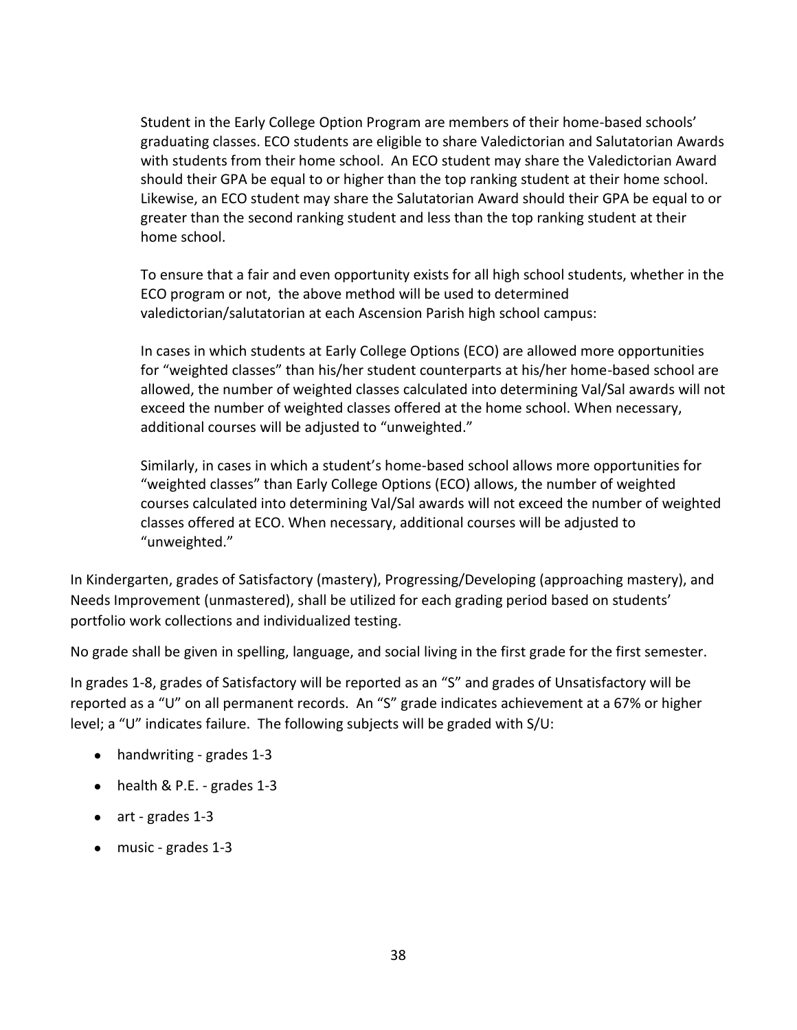Student in the Early College Option Program are members of their home-based schools' graduating classes. ECO students are eligible to share Valedictorian and Salutatorian Awards with students from their home school. An ECO student may share the Valedictorian Award should their GPA be equal to or higher than the top ranking student at their home school. Likewise, an ECO student may share the Salutatorian Award should their GPA be equal to or greater than the second ranking student and less than the top ranking student at their home school.

To ensure that a fair and even opportunity exists for all high school students, whether in the ECO program or not, the above method will be used to determined valedictorian/salutatorian at each Ascension Parish high school campus:

In cases in which students at Early College Options (ECO) are allowed more opportunities for "weighted classes" than his/her student counterparts at his/her home-based school are allowed, the number of weighted classes calculated into determining Val/Sal awards will not exceed the number of weighted classes offered at the home school. When necessary, additional courses will be adjusted to "unweighted."

Similarly, in cases in which a student's home-based school allows more opportunities for "weighted classes" than Early College Options (ECO) allows, the number of weighted courses calculated into determining Val/Sal awards will not exceed the number of weighted classes offered at ECO. When necessary, additional courses will be adjusted to "unweighted."

In Kindergarten, grades of Satisfactory (mastery), Progressing/Developing (approaching mastery), and Needs Improvement (unmastered), shall be utilized for each grading period based on students' portfolio work collections and individualized testing.

No grade shall be given in spelling, language, and social living in the first grade for the first semester.

In grades 1-8, grades of Satisfactory will be reported as an "S" and grades of Unsatisfactory will be reported as a "U" on all permanent records. An "S" grade indicates achievement at a 67% or higher level; a "U" indicates failure. The following subjects will be graded with S/U:

- handwriting - grades 1-3
- health & P.E. - grades 1-3
- art - grades 1-3
- music - grades 1-3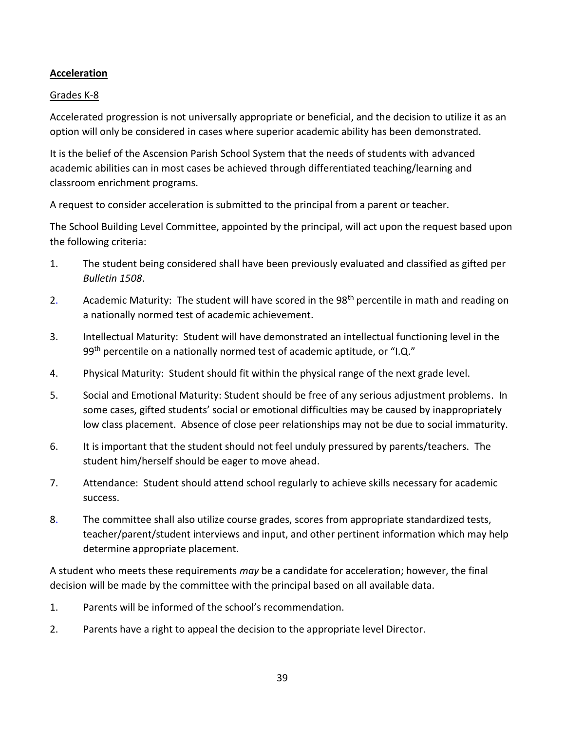**Acceleration**

Grades K-8

Accelerated progression is not universally appropriate or beneficial, and the decision to utilize it as an option will only be considered in cases where superior academic ability has been demonstrated.

It is the belief of the Ascension Parish School System that the needs of students with advanced academic abilities can in most cases be achieved through differentiated teaching/learning and classroom enrichment programs.

A request to consider acceleration is submitted to the principal from a parent or teacher.

The School Building Level Committee, appointed by the principal, will act upon the request based upon the following criteria:

1. The student being considered shall have been previously evaluated and classified as gifted per *Bulletin 1508*.
2. Academic Maturity: The student will have scored in the 98th percentile in math and reading on a nationally normed test of academic achievement.
3. Intellectual Maturity: Student will have demonstrated an intellectual functioning level in the 99th percentile on a nationally normed test of academic aptitude, or "I.Q."
4. Physical Maturity: Student should fit within the physical range of the next grade level.
5. Social and Emotional Maturity: Student should be free of any serious adjustment problems. In some cases, gifted students' social or emotional difficulties may be caused by inappropriately low class placement. Absence of close peer relationships may not be due to social immaturity.
6. It is important that the student should not feel unduly pressured by parents/teachers. The student him/herself should be eager to move ahead.
7. Attendance: Student should attend school regularly to achieve skills necessary for academic success.
8. The committee shall also utilize course grades, scores from appropriate standardized tests, teacher/parent/student interviews and input, and other pertinent information which may help determine appropriate placement.

A student who meets these requirements *may* be a candidate for acceleration; however, the final decision will be made by the committee with the principal based on all available data.

1. Parents will be informed of the school's recommendation.
2. Parents have a right to appeal the decision to the appropriate level Director.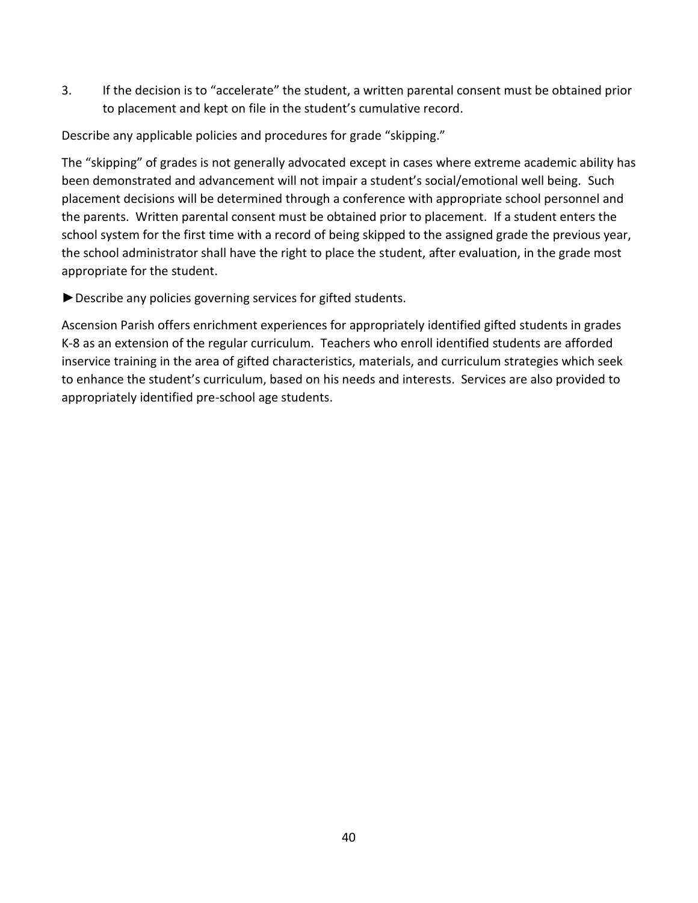3. If the decision is to "accelerate" the student, a written parental consent must be obtained prior to placement and kept on file in the student's cumulative record.

Describe any applicable policies and procedures for grade "skipping."

The "skipping" of grades is not generally advocated except in cases where extreme academic ability has been demonstrated and advancement will not impair a student's social/emotional well being. Such placement decisions will be determined through a conference with appropriate school personnel and the parents. Written parental consent must be obtained prior to placement. If a student enters the school system for the first time with a record of being skipped to the assigned grade the previous year, the school administrator shall have the right to place the student, after evaluation, in the grade most appropriate for the student.

►Describe any policies governing services for gifted students.

Ascension Parish offers enrichment experiences for appropriately identified gifted students in grades K-8 as an extension of the regular curriculum. Teachers who enroll identified students are afforded inservice training in the area of gifted characteristics, materials, and curriculum strategies which seek to enhance the student's curriculum, based on his needs and interests. Services are also provided to appropriately identified pre-school age students.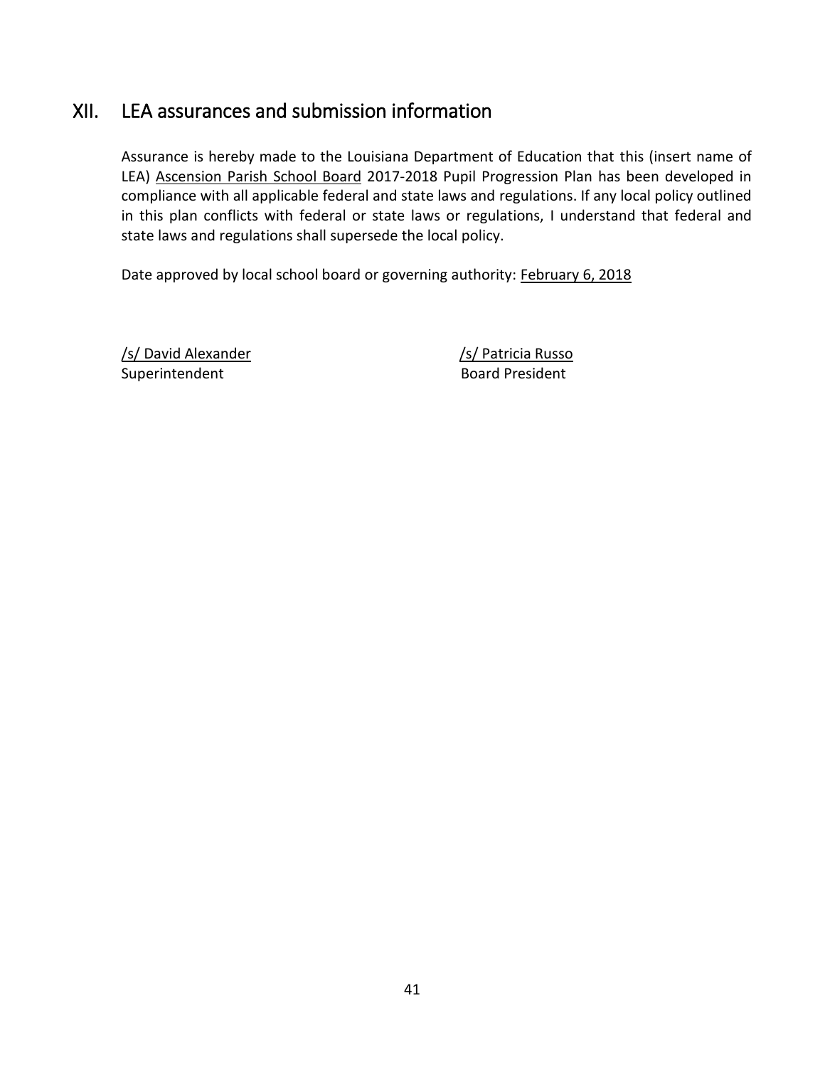## XII. LEA assurances and submission information

Assurance is hereby made to the Louisiana Department of Education that this (insert name of LEA) Ascension Parish School Board 2017-2018 Pupil Progression Plan has been developed in compliance with all applicable federal and state laws and regulations. If any local policy outlined in this plan conflicts with federal or state laws or regulations, I understand that federal and state laws and regulations shall supersede the local policy.

Date approved by local school board or governing authority: February 6, 2018

/s/ David Alexander
Superintendent

/s/ Patricia Russo
Board President